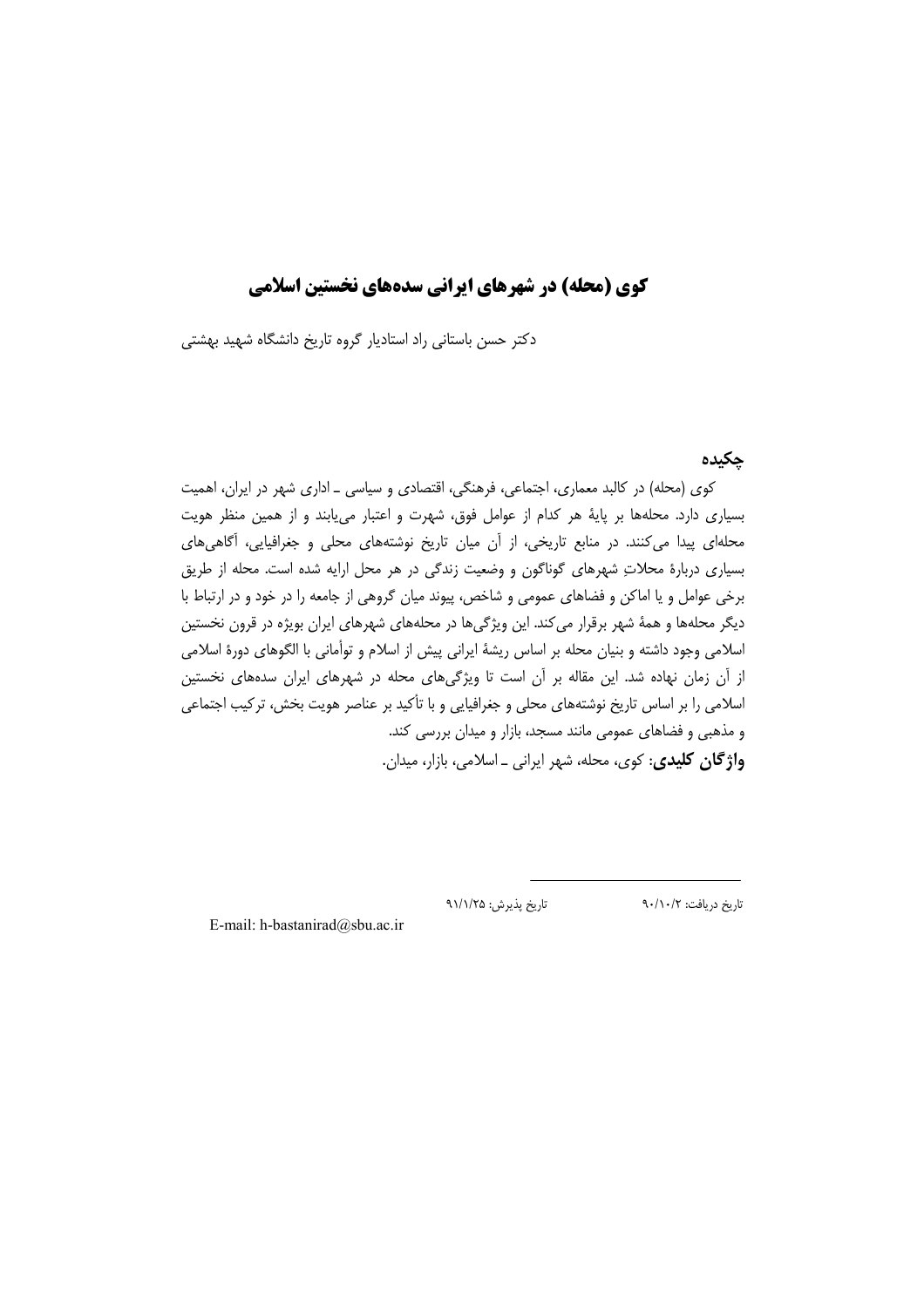# کوی (محله) در شهرهای ایرانی سده‌های نخستین اسلامی

دکتر حسن باستانی راد استادیار گروه تاریخ دانشگاه شهید بهشتی

## چکیده

کوی (محله) در کالبد معماری، اجتماعی، فرهنگی، اقتصادی و سیاسی ـ اداری شهر در ایران، اهمیت بسیاری دارد. محله‌ها بر پایهٔ هر کدام از عوامل فوق، شهرت و اعتبار می‌یابند و از همین منظر هویت محله‌ای پیدا می‌کنند. در منابع تاریخی، از آن میان تاریخ نوشته‌های محلی و جغرافیایی، آگاهی‌های بسیاری دربارهٔ محلاتِ شهرهای گوناگون و وضعیت زندگی در هر محل ارایه شده است. محله از طریق برخی عوامل و یا اماکن و فضاهای عمومی و شاخص، پیوند میان گروهی از جامعه را در خود و در ارتباط با دیگر محله‌ها و همهٔ شهر برقرار می‌کند. این ویژگی‌ها در محله‌های شهرهای ایران بویژه در قرون نخستین اسلامی وجود داشته و بنیان محله بر اساس ریشهٔ ایرانی پیش از اسلام و توأمانی با الگوهای دورهٔ اسلامی از آن زمان نهاده شد. این مقاله بر آن است تا ویژگی‌های محله در شهرهای ایران سده‌های نخستین اسلامی را بر اساس تاریخ نوشته‌های محلی و جغرافیایی و با تأکید بر عناصر هویت بخش، ترکیب اجتماعی و مذهبی و فضاهای عمومی مانند مسجد، بازار و میدان بررسی کند.

**واژگان کلیدی**: کوی، محله، شهر ایرانی ـ اسلامی، بازار، میدان.

---

تاریخ دریافت: ۹۰/۱۰/۲ &nbsp;&nbsp;&nbsp;&nbsp; تاریخ پذیرش: ۹۱/۱/۲۵

E-mail: h-bastanirad@sbu.ac.ir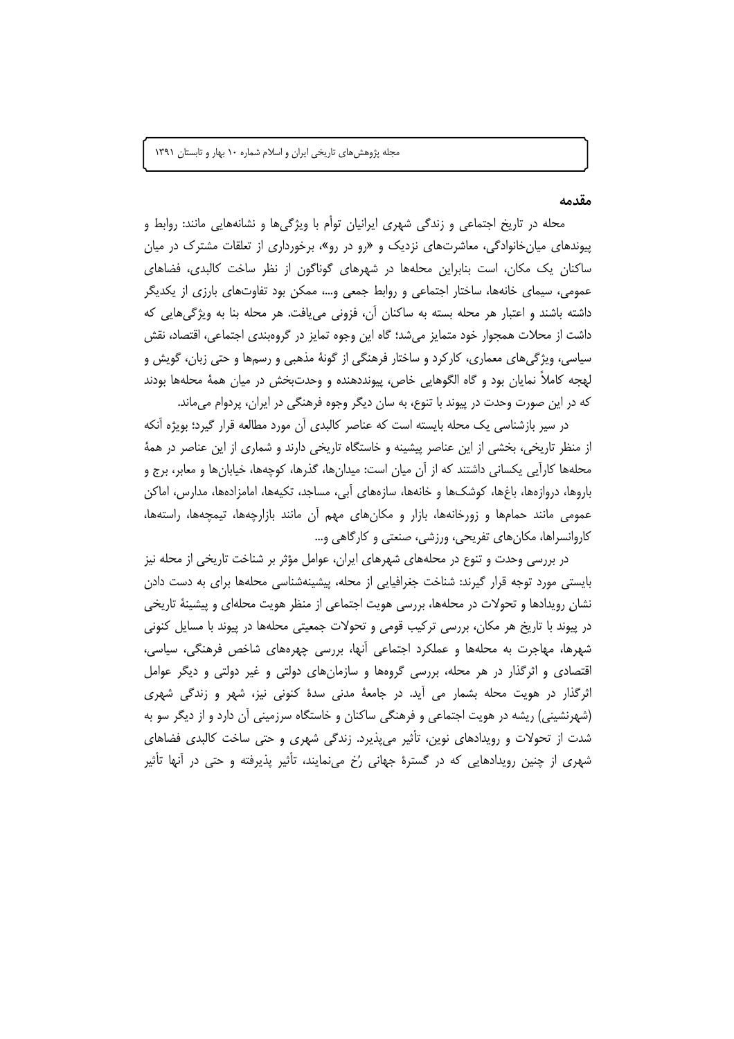## مقدمه

محله در تاریخ اجتماعی و زندگی شهری ایرانیان توأم با ویژگی‌ها و نشانه‌هایی مانند: روابط و پیوندهای میان‌خانوادگی، معاشرت‌های نزدیک و «رو در رو»، برخورداری از تعلقات مشترک در میان ساکنان یک مکان، است بنابراین محله‌ها در شهرهای گوناگون از نظر ساخت کالبدی، فضاهای عمومی، سیمای خانه‌ها، ساختار اجتماعی و روابط جمعی و...، ممکن بود تفاوت‌های بارزی از یکدیگر داشته باشند و اعتبار هر محله بسته به ساکنان آن، فزونی می‌یافت. هر محله بنا به ویژگی‌هایی که داشت از محلات همجوار خود متمایز می‌شد؛ گاه این وجوه تمایز در گروه‌بندی اجتماعی، اقتصاد، نقش سیاسی، ویژگی‌های معماری، کارکرد و ساختار فرهنگی از گونهٔ مذهبی و رسم‌ها و حتی زبان، گویش و لهجه کاملاً نمایان بود و گاه الگوهایی خاص، پیونددهنده و وحدت‌بخش در میان همهٔ محله‌ها بودند که در این صورت وحدت در پیوند با تنوع، به سان دیگر وجوه فرهنگی در ایران، پردوام می‌ماند.

در سیر بازشناسی یک محله بایسته است که عناصر کالبدی آن مورد مطالعه قرار گیرد؛ بویژه آنکه از منظر تاریخی، بخشی از این عناصر پیشینه و خاستگاه تاریخی دارند و شماری از این عناصر در همهٔ محله‌ها کارآیی یکسانی داشتند که از آن میان است: میدان‌ها، گذرها، کوچه‌ها، خیابان‌ها و معابر، برج و باروها، دروازه‌ها، باغ‌ها، کوشک‌ها و خانه‌ها، سازه‌های آبی، مساجد، تکیه‌ها، امامزاده‌ها، مدارس، اماکن عمومی مانند حمام‌ها و زورخانه‌ها، بازار و مکان‌های مهم آن مانند بازارچه‌ها، تیمچه‌ها، راسته‌ها، کاروانسراها، مکان‌های تفریحی، ورزشی، صنعتی و کارگاهی و...

در بررسی وحدت و تنوع در محله‌های شهرهای ایران، عوامل مؤثر بر شناخت تاریخی از محله نیز بایستی مورد توجه قرار گیرند: شناخت جغرافیایی از محله، پیشینه‌شناسی محله‌ها برای به دست دادن نشان رویدادها و تحولات در محله‌ها، بررسی هویت اجتماعی از منظر هویت محله‌ای و پیشینهٔ تاریخی در پیوند با تاریخ هر مکان، بررسی ترکیب قومی و تحولات جمعیتی محله‌ها در پیوند با مسایل کنونی شهرها، مهاجرت به محله‌ها و عملکرد اجتماعی آنها، بررسی چهره‌های شاخص فرهنگی، سیاسی، اقتصادی و اثرگذار در هر محله، بررسی گروه‌ها و سازمان‌های دولتی و غیر دولتی و دیگر عوامل اثرگذار در هویت محله بشمار می آید. در جامعهٔ مدنی سدهٔ کنونی نیز، شهر و زندگی شهری (شهرنشینی) ریشه در هویت اجتماعی و فرهنگی ساکنان و خاستگاه سرزمینی آن دارد و از دیگر سو به شدت از تحولات و رویدادهای نوین، تأثیر می‌پذیرد. زندگی شهری و حتی ساخت کالبدی فضاهای شهری از چنین رویدادهایی که در گسترهٔ جهانی رُخ می‌نمایند، تأثیر پذیرفته و حتی در آنها تأثیر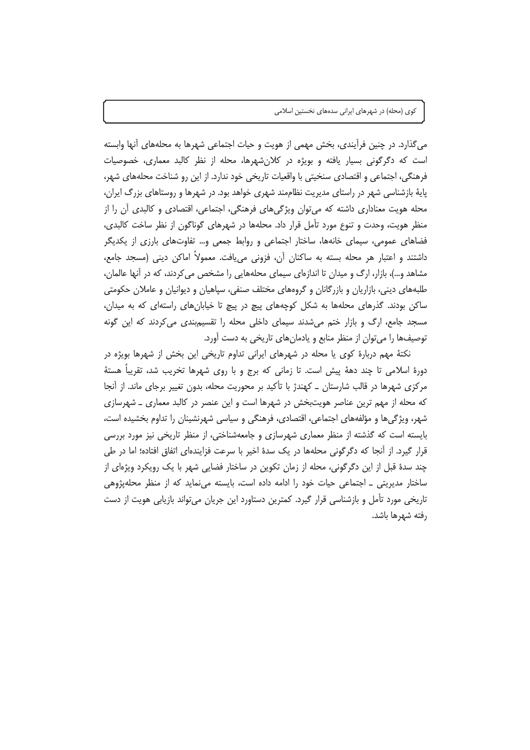می‌گذارد. در چنین فرآیندی، بخش مهمی از هویت و حیات اجتماعی شهرها به محله‌های آنها وابسته است که دگرگونی بسیار یافته و بویژه در کلان‌شهرها، محله از نظر کالبد معماری، خصوصیات فرهنگی، اجتماعی و اقتصادی سنخیتی با واقعیات تاریخی خود ندارد. از این رو شناخت محله‌های شهر، پایهٔ بازشناسی شهر در راستای مدیریت نظام‌مند شهری خواهد بود. در شهرها و روستاهای بزرگ ایران، محله هویت معناداری داشته که می‌توان ویژگی‌های فرهنگی، اجتماعی، اقتصادی و کالبدی آن را از منظر هویت، وحدت و تنوع مورد تأمل قرار داد. محله‌ها در شهرهای گوناگون از نظر ساخت کالبدی، فضاهای عمومی، سیمای خانه‌ها، ساختار اجتماعی و روابط جمعی و... تفاوت‌های بارزی از یکدیگر داشتند و اعتبار هر محله بسته به ساکنان آن، فزونی می‌یافت. معمولاً اماکن دینی (مسجد جامع، مشاهد و...)، بازار، ارگ و میدان تا اندازه‌ای سیمای محله‌هایی را مشخص می‌کردند، که در آنها عالمان، طلبه‌های دینی، بازاریان و بازرگانان و گروه‌های مختلف صنفی، سپاهیان و دیوانیان و عاملان حکومتی ساکن بودند. گذرهای محله‌ها به شکل کوچه‌های پیچ در پیچ تا خیابان‌های راسته‌ای که به میدان، مسجد جامع، ارگ و بازار ختم می‌شدند سیمای داخلی محله را تقسیم‌بندی می‌کردند که این گونه توصیف‌ها را می‌توان از منظر منابع و یادمان‌های تاریخی به دست آورد.

نکتهٔ مهم دربارهٔ کوی یا محله در شهرهای ایرانی تداوم تاریخی این بخش از شهرها بویژه در دورهٔ اسلامی تا چند دههٔ پیش است. تا زمانی که برج و با روی شهرها تخریب شد، تقریباً هستهٔ مرکزی شهرها در قالب شارستان ـ کهندژ با تأکید بر محوریت محله، بدون تغییر برجای ماند. از آنجا که محله از مهم ترین عناصر هویت‌بخش در شهرها است و این عنصر در کالبد معماری ـ شهرسازی شهر، ویژگی‌ها و مؤلفه‌های اجتماعی، اقتصادی، فرهنگی و سیاسی شهرنشینان را تداوم بخشیده است، بایسته است که گذشته از منظر معماری شهرسازی و جامعه‌شناختی، از منظر تاریخی نیز مورد بررسی قرار گیرد. از آنجا که دگرگونی محله‌ها در یک سدهٔ اخیر با سرعت فزاینده‌ای اتفاق افتاده؛ اما در طی چند سدهٔ قبل از این دگرگونی، محله از زمان تکوین در ساختار فضایی شهر با یک رویکرد ویژه‌ای از ساختار مدیریتی ـ اجتماعی حیات خود را ادامه داده است، بایسته می‌نماید که از منظر محله‌پژوهی تاریخی مورد تأمل و بازشناسی قرار گیرد. کمترین دستاورد این جریان می‌تواند بازیابی هویت از دست رفته شهرها باشد.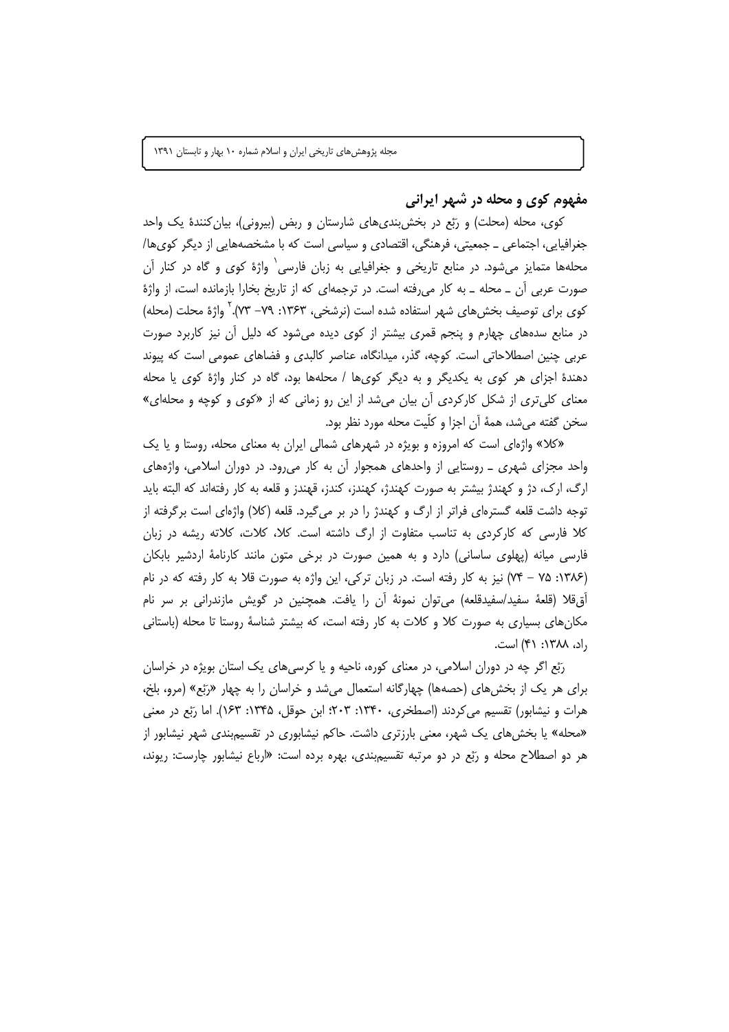## مفهوم کوی و محله در شهر ایرانی

کوی، محله (محلت) و رَبْع در بخش‌بندی‌های شارستان و ربض (بیرونی)، بیان‌کنندهٔ یک واحد جغرافیایی، اجتماعی ـ جمعیتی، فرهنگی، اقتصادی و سیاسی است که با مشخصه‌هایی از دیگر کوی‌ها/ محله‌ها متمایز می‌شود. در منابع تاریخی و جغرافیایی به زبان فارسی[1] واژهٔ کوی و گاه در کنار آن صورت عربی آن ـ محله ـ به کار می‌رفته است. در ترجمه‌ای که از تاریخ بخارا بازمانده است، از واژهٔ کوی برای توصیف بخش‌های شهر استفاده شده است (نرشخی، ۱۳۶۳: ۷۹– ۷۳).[2] واژهٔ محلت (محله) در منابع سده‌های چهارم و پنجم قمری بیشتر از کوی دیده می‌شود که دلیل آن نیز کاربرد صورت عربی چنین اصطلاحاتی است. کوچه، گذر، میدانگاه، عناصر کالبدی و فضاهای عمومی است که پیوند دهندهٔ اجزای هر کوی به یکدیگر و به دیگر کوی‌ها / محله‌ها بود، گاه در کنار واژهٔ کوی یا محله معنای کلی‌تری از شکل کارکردی آن بیان می‌شد از این رو زمانی که از «کوی و کوچه و محله‌ای» سخن گفته می‌شد، همهٔ آن اجزا و کلّیت محله مورد نظر بود.

«کلا» واژه‌ای است که امروزه و بویژه در شهرهای شمالی ایران به معنای محله، روستا و یا یک واحد مجزای شهری ـ روستایی از واحدهای همجوار آن به کار می‌رود. در دوران اسلامی، واژه‌های ارگ، ارک، دژ و کهندژ بیشتر به صورت کهندژ، کهندز، کندز، قهندز و قلعه به کار رفته‌اند که البته باید توجه داشت قلعه گستره‌ای فراتر از ارگ و کهندژ را در بر می‌گیرد. قلعه (کلا) واژه‌ای است برگرفته از کلا فارسی که کارکردی به تناسب متفاوت از ارگ داشته است. کلا، کلات، کلاته ریشه در زبان فارسی میانه (پهلوی ساسانی) دارد و به همین صورت در برخی متون مانند کارنامهٔ اردشیر بابکان (۱۳۸۶: ۷۵ – ۷۴) نیز به کار رفته است. در زبان ترکی، این واژه به صورت قلا به کار رفته که در نام آق‌قلا (قلعهٔ سفید/سفیدقلعه) می‌توان نمونهٔ آن را یافت. همچنین در گویش مازندرانی بر سر نام مکان‌های بسیاری به صورت کلا و کلات به کار رفته است، که بیشتر شناسهٔ روستا تا محله (باستانی راد، ۱۳۸۸: ۴۱) است.

رَبْع اگر چه در دوران اسلامی، در معنای کوره، ناحیه و یا کرسی‌های یک استان بویژه در خراسان برای هر یک از بخش‌های (حصه‌ها) چهارگانه استعمال می‌شد و خراسان را به چهار «رَبْع» (مرو، بلخ، هرات و نیشابور) تقسیم می‌کردند (اصطخری، ۱۳۴۰: ۲۰۳؛ ابن حوقل، ۱۳۴۵: ۱۶۳). اما رَبْع در معنی «محله» یا بخش‌های یک شهر، معنی بارزتری داشت. حاکم نیشابوری در تقسیم‌بندی شهر نیشابور از هر دو اصطلاح محله و رَبْع در دو مرتبه تقسیم‌بندی، بهره برده است: «ارباع نیشابور چارست: ریوند،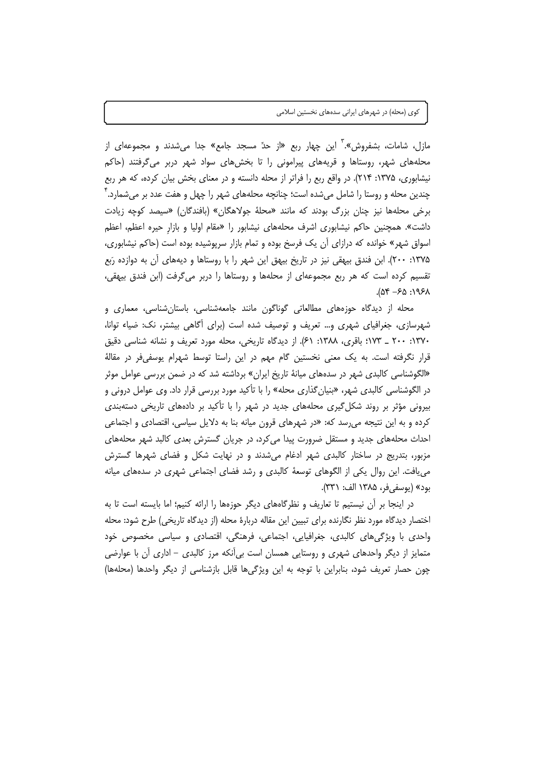مازل، شامات، بشفروش».[3] این چهار ربع «از حدّ مسجد جامع» جدا می‌شدند و مجموعه‌ای از محله‌های شهر، روستاها و قریه‌های پیرامونی را تا بخش‌های سواد شهر دربر می‌گرفتند (حاکم نیشابوری، ۱۳۷۵: ۲۱۴). در واقع ربع را فراتر از محله دانسته و در معنای بخش بیان کرده، که هر ربع چندین محله و روستا را شامل می‌شده است؛ چنانچه محله‌های شهر را چهل و هفت عدد بر می‌شمارد.[4] برخی محله‌ها نیز چنان بزرگ بودند که مانند «محلهٔ جولاهگان» (بافندگان) «سیصد کوچه زیادت داشت». همچنین حاکم نیشابوری اشرف محله‌های نیشابور را «مقام اولیا و بازارِ حیره اعظم، اعظم اسواق شهر» خوانده که درازای آن یک فرسخ بوده و تمام بازار سرپوشیده بوده است (حاکم نیشابوری، ۱۳۷۵: ۲۰۰). ابن فندق بیهقی نیز در تاریخ بیهق این شهر را با روستاها و دیه‌های آن به دوازده رَبع تقسیم کرده است که هر ربع مجموعه‌ای از محله‌ها و روستاها را دربر می‌گرفت (ابن فندق بیهقی، ۱۹۶۸: ۶۵- ۵۴).

محله از دیدگاه حوزه‌های مطالعاتی گوناگون مانند جامعه‌شناسی، باستان‌شناسی، معماری و شهرسازی، جغرافیای شهری و... تعریف و توصیف شده است (برای آگاهی بیشتر، نک: ضیاء توانا، ۱۳۷۰: ۲۰۰ ـ ۱۷۳؛ باقری، ۱۳۸۸: ۶۱). از دیدگاه تاریخی، محله مورد تعریف و نشانه شناسی دقیق قرار نگرفته است. به یک معنی نخستین گام مهم در این راستا توسط شهرام یوسفی‌فر در مقالهٔ «الگوشناسی کالبدی شهر در سده‌های میانهٔ تاریخ ایران» برداشته شد که در ضمن بررسی عوامل موثر در الگوشناسی کالبدی شهر، «بنیان‌گذاری محله» را با تأکید مورد بررسی قرار داد. وی عوامل درونی و بیرونی مؤثر بر روند شکل‌گیری محله‌های جدید در شهر را با تأکید بر داده‌های تاریخی دسته‌بندی کرده و به این نتیجه می‌رسد که: «در شهرهای قرون میانه بنا به دلایل سیاسی، اقتصادی و اجتماعی احداث محله‌های جدید و مستقل ضرورت پیدا می‌کرد، در جریان گسترش بعدی کالبد شهر محله‌های مزبور، بتدریج در ساختار کالبدی شهر ادغام می‌شدند و در نهایت شکل و فضای شهرها گسترش می‌یافت. این روال یکی از الگوهای توسعهٔ کالبدی و رشد فضای اجتماعی شهری در سده‌های میانه بود» (یوسفی‌فر، ۱۳۸۵ الف: ۳۳۱).

در اینجا بر آن نیستیم تا تعاریف و نظرگاه‌های دیگر حوزه‌ها را ارائه کنیم؛ اما بایسته است تا به اختصار دیدگاه مورد نظر نگارنده برای تبیین این مقاله دربارهٔ محله (از دیدگاه تاریخی) طرح شود: محله واحدی با ویژگی‌های کالبدی، جغرافیایی، اجتماعی، فرهنگی، اقتصادی و سیاسی مخصوص خود متمایز از دیگر واحدهای شهری و روستایی همسان است بی‌آنکه مرز کالبدی – اداری آن با عوارضی چون حصار تعریف شود، بنابراین با توجه به این ویژگی‌ها قابل بازشناسی از دیگر واحدها (محله‌ها)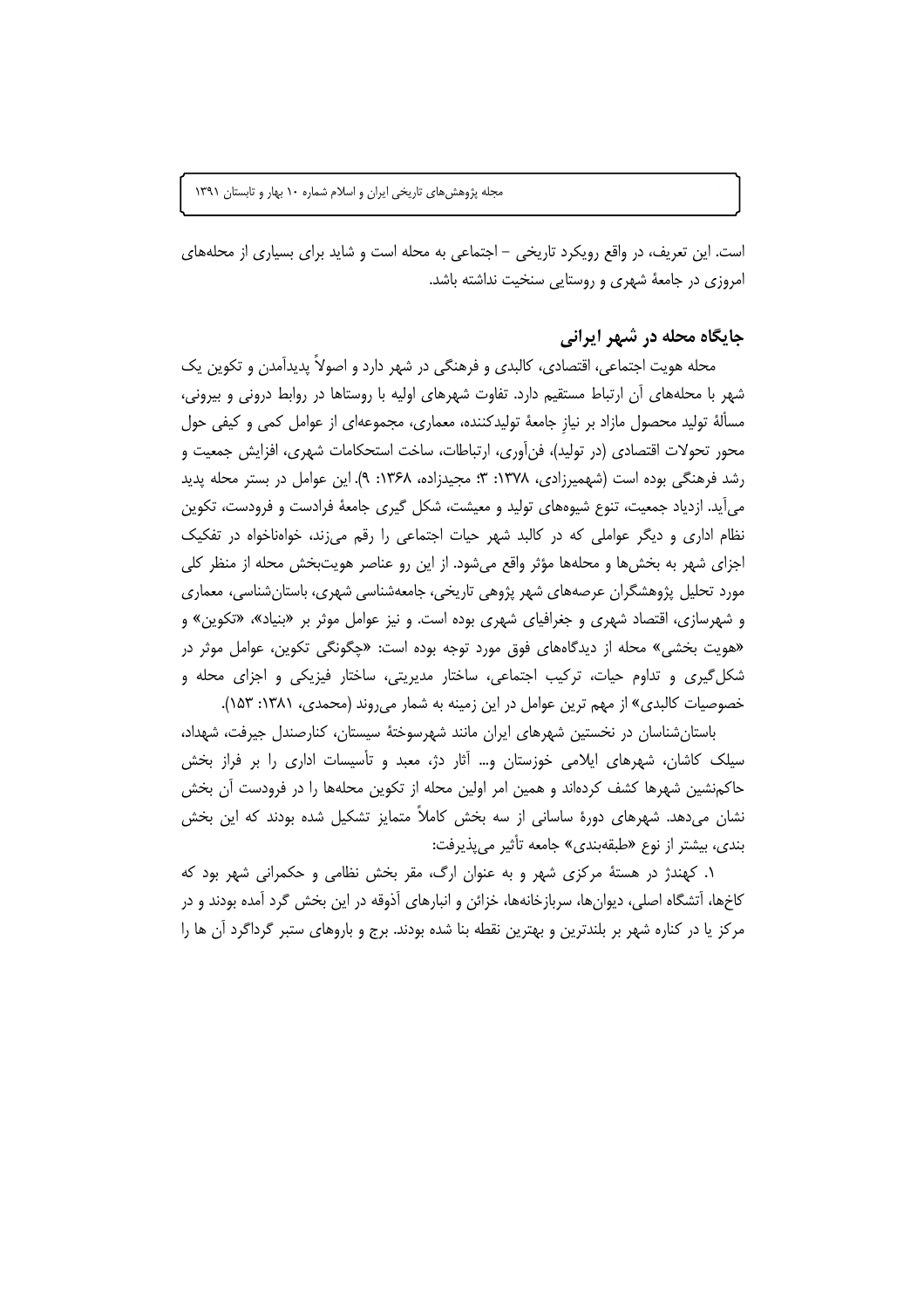است. این تعریف، در واقع رویکرد تاریخی – اجتماعی به محله است و شاید برای بسیاری از محله‌های امروزی در جامعهٔ شهری و روستایی سنخیت نداشته باشد.

## جایگاه محله در شهر ایرانی

محله هویت اجتماعی، اقتصادی، کالبدی و فرهنگی در شهر دارد و اصولاً پدیدآمدن و تکوین یک شهر با محله‌های آن ارتباط مستقیم دارد. تفاوت شهرهای اولیه با روستاها در روابط درونی و بیرونی، مسألهٔ تولید محصول مازاد بر نیازِ جامعهٔ تولیدکننده، معماری، مجموعه‌ای از عوامل کمی و کیفی حول محور تحولات اقتصادی (در تولید)، فن‌آوری، ارتباطات، ساخت استحکامات شهری، افزایش جمعیت و رشد فرهنگی بوده است (شهمیرزادی، ۱۳۷۸: ۳؛ مجیدزاده، ۱۳۶۸: ۹). این عوامل در بستر محله پدید می‌آید. ازدیاد جمعیت، تنوع شیوه‌های تولید و معیشت، شکل گیری جامعهٔ فرادست و فرودست، تکوین نظام اداری و دیگر عواملی که در کالبد شهر حیات اجتماعی را رقم می‌زند، خواه‌ناخواه در تفکیک اجزای شهر به بخش‌ها و محله‌ها مؤثر واقع می‌شود. از این رو عناصر هویت‌بخش محله از منظر کلی مورد تحلیل پژوهشگران عرصه‌های شهر پژوهی تاریخی، جامعه‌شناسی شهری، باستان‌شناسی، معماری و شهرسازی، اقتصاد شهری و جغرافیای شهری بوده است. و نیز عوامل موثر بر «بنیاد»، «تکوین» و «هویت بخشی» محله از دیدگاه‌های فوق مورد توجه بوده است: «چگونگی تکوین، عوامل موثر در شکل‌گیری و تداوم حیات، ترکیب اجتماعی، ساختار مدیریتی، ساختار فیزیکی و اجزای محله و خصوصیات کالبدی» از مهم ترین عوامل در این زمینه به شمار می‌روند (محمدی، ۱۳۸۱: ۱۵۳).

باستان‌شناسان در نخستین شهرهای ایران مانند شهرسوختهٔ سیستان، کنارصندل جیرفت، شهداد، سیلک کاشان، شهرهای ایلامی خوزستان و... آثار دژ، معبد و تأسیسات اداری را بر فراز بخش حاکم‌نشین شهرها کشف کرده‌اند و همین امر اولین محله از تکوین محله‌ها را در فرودست آن بخش نشان می‌دهد. شهرهای دورهٔ ساسانی از سه بخش کاملاً متمایز تشکیل شده بودند که این بخش بندی، بیشتر از نوع «طبقه‌بندی» جامعه تأثیر می‌پذیرفت:

۱. کهندژ در هستهٔ مرکزی شهر و به عنوان ارگ، مقر بخش نظامی و حکمرانی شهر بود که کاخ‌ها، آتشگاه اصلی، دیوان‌ها، سربازخانه‌ها، خزائن و انبارهای آذوقه در این بخش گرد آمده بودند و در مرکز یا در کناره شهر بر بلندترین و بهترین نقطه بنا شده بودند. برج و باروهای ستبر گرداگرد آن ها را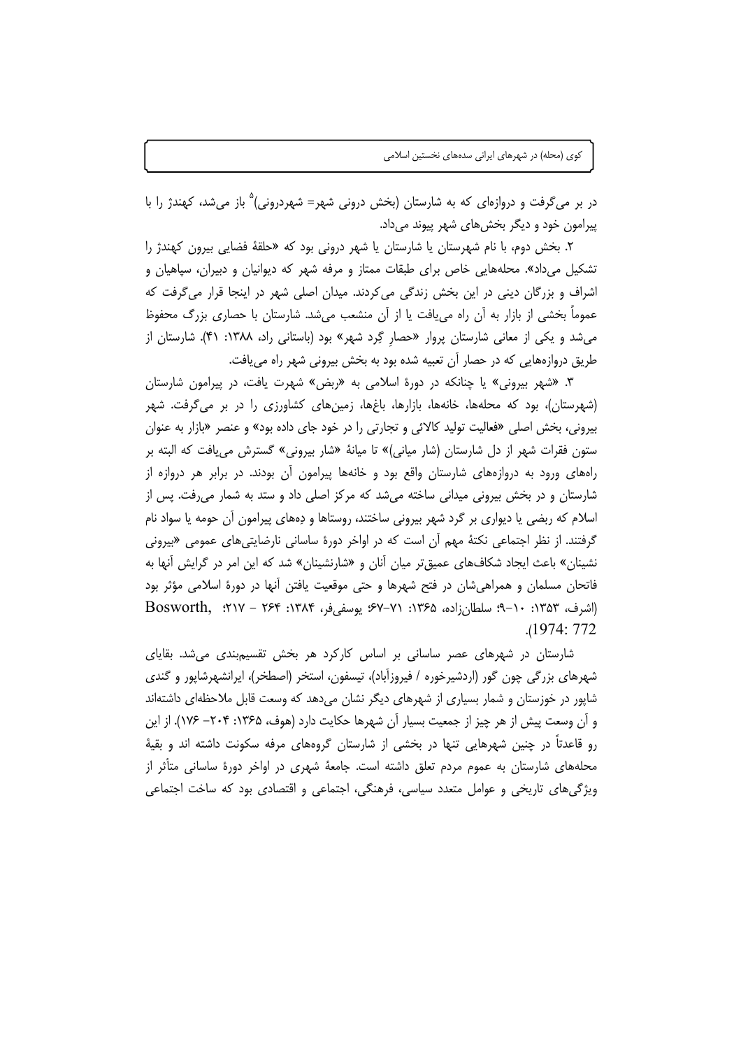در بر می‌گرفت و دروازه‌ای که به شارستان (بخش درونی شهر= شهردرونی)[5] باز می‌شد، کهندژ را با پیرامون خود و دیگر بخش‌های شهر پیوند می‌داد.

۲. بخش دوم، با نام شهرستان یا شارستان یا شهر درونی بود که «حلقهٔ فضایی بیرون کهندژ را تشکیل می‌داد». محله‌هایی خاص برای طبقات ممتاز و مرفه شهر که دیوانیان و دبیران، سپاهیان و اشراف و بزرگان دینی در این بخش زندگی می‌کردند. میدان اصلی شهر در اینجا قرار می‌گرفت که عموماً بخشی از بازار به آن راه می‌یافت یا از آن منشعب می‌شد. شارستان با حصاری بزرگ محفوظ می‌شد و یکی از معانی شارستان پروار «حصارِ گِرد شهر» بود (باستانی راد، ۱۳۸۸: ۴۱). شارستان از طریق دروازه‌هایی که در حصار آن تعبیه شده بود به بخش بیرونی شهر راه می‌یافت.

۳. «شهر بیرونی» یا چنانکه در دورهٔ اسلامی به «ربض» شهرت یافت، در پیرامون شارستان (شهرستان)، بود که محله‌ها، خانه‌ها، بازارها، باغ‌ها، زمین‌های کشاورزی را در بر می‌گرفت. شهر بیرونی، بخش اصلی «فعالیت تولید کالائی و تجارتی را در خود جای داده بود» و عنصر «بازار به عنوان ستون فقرات شهر از دل شارستان (شار میانی)» تا میانهٔ «شار بیرونی» گسترش می‌یافت که البته بر راه‌های ورود به دروازه‌های شارستان واقع بود و خانه‌ها پیرامون آن بودند. در برابر هر دروازه از شارستان و در بخش بیرونی میدانی ساخته می‌شد که مرکز اصلی داد و ستد به شمار می‌رفت. پس از اسلام که ربضی یا دیواری بر گرد شهر بیرونی ساختند، روستاها و دِه‌های پیرامون آن حومه یا سواد نام گرفتند. از نظر اجتماعی نکتهٔ مهم آن است که در اواخر دورهٔ ساسانی نارضایتی‌های عمومی «بیرونی نشینان» باعث ایجاد شکاف‌های عمیق‌تر میان آنان و «شارنشینان» شد که این امر در گرایش آنها به فاتحان مسلمان و همراهی‌شان در فتح شهرها و حتی موقعیت یافتن آنها در دورهٔ اسلامی مؤثر بود (اشرف، ۱۳۵۳: ۱۰-۹؛ سلطان‌زاده، ۱۳۶۵: ۷۱-۶۷؛ یوسفی‌فر، ۱۳۸۴: ۲۶۴ - ۲۱۷؛ Bosworth, 1974: 772).

شارستان در شهرهای عصر ساسانی بر اساس کارکرد هر بخش تقسیم‌بندی می‌شد. بقایای شهرهای بزرگی چون گور (اردشیرخوره / فیروزآباد)، تیسفون، استخر (اصطخر)، ایرانشهرشاپور و گندی شاپور در خوزستان و شمار بسیاری از شهرهای دیگر نشان می‌دهد که وسعت قابل ملاحظه‌ای داشته‌اند و آن وسعت پیش از هر چیز از جمعیت بسیار آن شهرها حکایت دارد (هوف، ۱۳۶۵: ۲۰۴- ۱۷۶). از این رو قاعدتاً در چنین شهرهایی تنها در بخشی از شارستان گروه‌های مرفه سکونت داشته اند و بقیهٔ محله‌های شارستان به عموم مردم تعلق داشته است. جامعهٔ شهری در اواخر دورهٔ ساسانی متأثر از ویژگی‌های تاریخی و عوامل متعدد سیاسی، فرهنگی، اجتماعی و اقتصادی بود که ساخت اجتماعی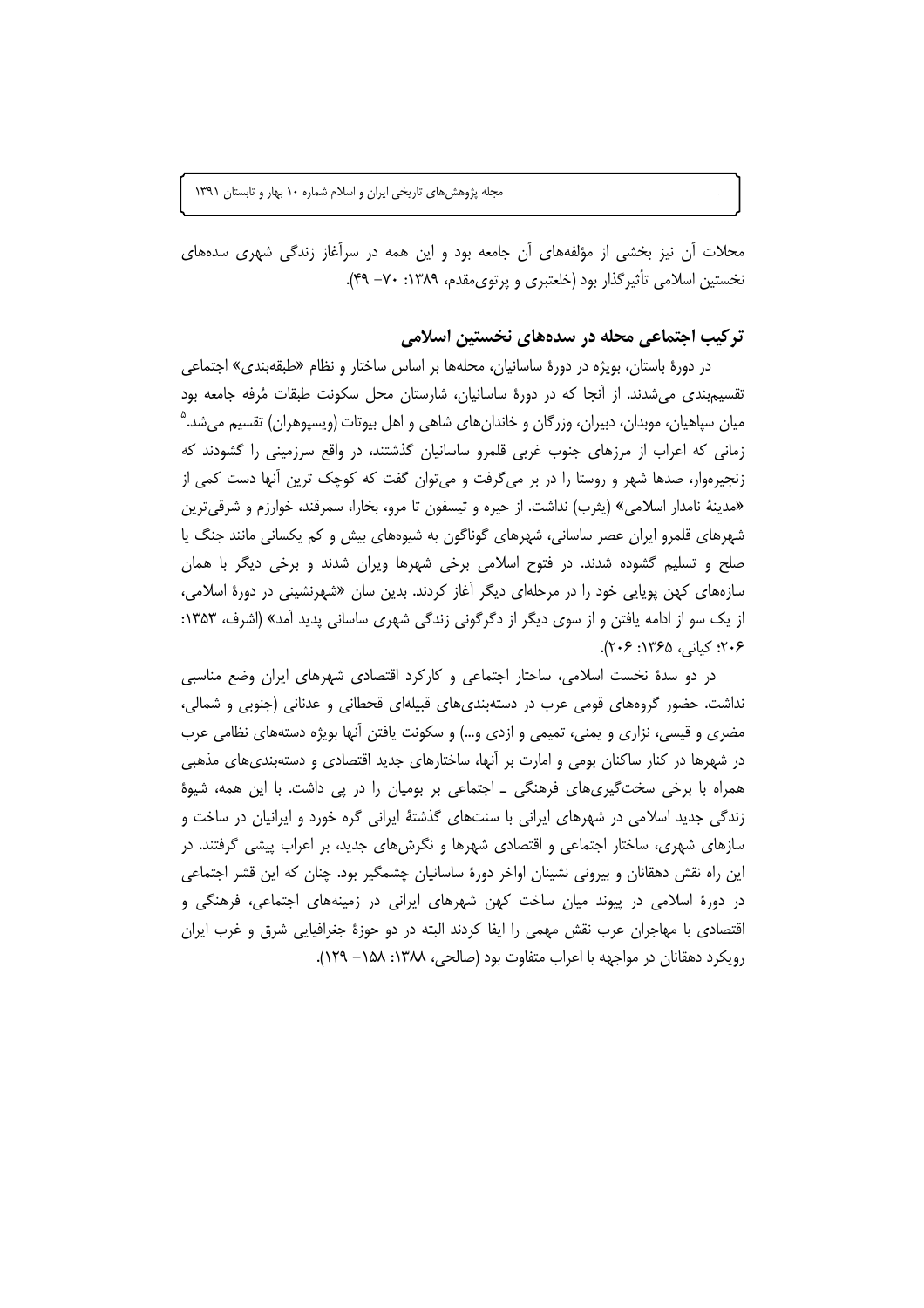محلات آن نیز بخشی از مؤلفه‌های آن جامعه بود و این همه در سرآغاز زندگی شهری سده‌های نخستین اسلامی تأثیرگذار بود (خلعتبری و پرتوی‌مقدم، ۱۳۸۹: ۷۰- ۴۹).

## ترکیب اجتماعی محله در سده‌های نخستین اسلامی

در دورهٔ باستان، بویژه در دورهٔ ساسانیان، محله‌ها بر اساس ساختار و نظام «طبقه‌بندی» اجتماعی تقسیم‌بندی می‌شدند. از آنجا که در دورهٔ ساسانیان، شارستان محل سکونت طبقات مُرفه جامعه بود میان سپاهیان، موبدان، دبیران، وزرگان و خاندان‌های شاهی و اهل بیوتات (ویسپوهران) تقسیم می‌شد.[۵] زمانی که اعراب از مرزهای جنوب غربی قلمرو ساسانیان گذشتند، در واقع سرزمینی را گشودند که زنجیره‌وار، صدها شهر و روستا را در بر می‌گرفت و می‌توان گفت که کوچک ترین آنها دست کمی از «مدینهٔ نامدار اسلامی» (یثرب) نداشت. از حیره و تیسفون تا مرو، بخارا، سمرقند، خوارزم و شرقی‌ترین شهرهای قلمرو ایران عصر ساسانی، شهرهای گوناگون به شیوه‌های بیش و کم یکسانی مانند جنگ یا صلح و تسلیم گشوده شدند. در فتوح اسلامی برخی شهرها ویران شدند و برخی دیگر با همان سازه‌های کهن پویایی خود را در مرحله‌ای دیگر آغاز کردند. بدین سان «شهرنشینی در دورهٔ اسلامی، از یک سو از ادامه یافتن و از سوی دیگر از دگرگونی زندگی شهری ساسانی پدید آمد» (اشرف، ۱۳۵۳: ۲۰۶؛ کیانی، ۱۳۶۵: ۲۰۶).

در دو سدهٔ نخست اسلامی، ساختار اجتماعی و کارکرد اقتصادی شهرهای ایران وضع مناسبی نداشت. حضور گروه‌های قومی عرب در دسته‌بندی‌های قبیله‌ای قحطانی و عدنانی (جنوبی و شمالی، مضری و قیسی، نزاری و یمنی، تمیمی و ازدی و...) و سکونت یافتن آنها بویژه دسته‌های نظامی عرب در شهرها در کنار ساکنان بومی و امارت بر آنها، ساختارهای جدید اقتصادی و دسته‌بندی‌های مذهبی همراه با برخی سخت‌گیری‌های فرهنگی ـ اجتماعی بر بومیان را در پی داشت. با این همه، شیوهٔ زندگی جدید اسلامی در شهرهای ایرانی با سنت‌های گذشتهٔ ایرانی گره خورد و ایرانیان در ساخت و سازهای شهری، ساختار اجتماعی و اقتصادی شهرها و نگرش‌های جدید، بر اعراب پیشی گرفتند. در این راه نقش دهقانان و بیرونی نشینان اواخر دورهٔ ساسانیان چشمگیر بود. چنان که این قشر اجتماعی در دورهٔ اسلامی در پیوند میان ساخت کهن شهرهای ایرانی در زمینه‌های اجتماعی، فرهنگی و اقتصادی با مهاجران عرب نقش مهمی را ایفا کردند البته در دو حوزهٔ جغرافیایی شرق و غرب ایران رویکرد دهقانان در مواجهه با اعراب متفاوت بود (صالحی، ۱۳۸۸: ۱۵۸- ۱۲۹).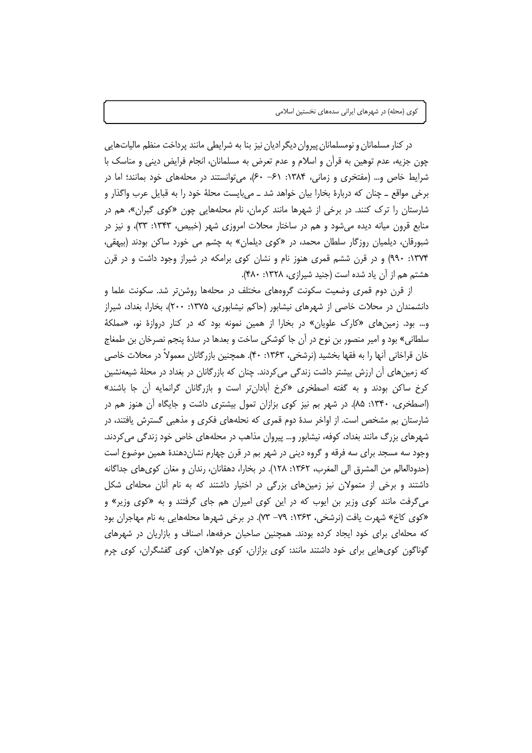در کنار مسلمانان و نومسلمانان پیروان دیگر ادیان نیز بنا به شرایطی مانند پرداخت منظم مالیات‌هایی چون جزیه، عدم توهین به قرآن و اسلام و عدم تعرض به مسلمانان، انجام فرایض دینی و مناسک با شرایط خاص و... (مفتخری و زمانی، ۱۳۸۴: ۶۱- ۶۰)، می‌توانستند در محله‌های خود بمانند؛ اما در برخی مواقع ـ چنان که دربارهٔ بخارا بیان خواهد شد ـ می‌بایست محلهٔ خود را به قبایل عرب واگذار و شارستان را ترک کنند. در برخی از شهرها مانند کرمان، نام محله‌هایی چون «کوی گبران»، هم در منابع قرون میانه دیده می‌شود و هم در ساختار محلات امروزی شهر (خبیص، ۱۳۴۳: ۳۳)، و نیز در شبورقان، دیلمیان روزگار سلطان محمد، در «کوی دیلمان» به چشم می خورد ساکن بودند (بیهقی، ۱۳۷۴: ۹۹۰) و در قرن ششم قمری هنوز نام و نشان کوی برامکه در شیراز وجود داشت و در قرن هشتم هم از آن یاد شده است (جنید شیرازی، ۱۳۲۸: ۴۸۰).

از قرن دوم قمری وضعیت سکونت گروه‌های مختلف در محله‌ها روشن‌تر شد. سکونت علما و دانشمندان در محلات خاصی از شهرهای نیشابور (حاکم نیشابوری، ۱۳۷۵: ۲۰۰)، بخارا، بغداد، شیراز و... بود. زمین‌های «کارک علویان» در بخارا از همین نمونه بود که در کنار دروازهٔ نو، «مملکهٔ سلطانی» بود و امیر منصور بن نوح در آن جا کوشکی ساخت و بعدها در سدهٔ پنجم نصرخان بن طمغاج خان قراخانی آنها را به فقها بخشید (نرشخی، ۱۳۶۳: ۴۰). همچنین بازرگانان معمولاً در محلات خاصی که زمین‌های آن ارزش بیشتر داشت زندگی می‌کردند. چنان که بازرگانان در بغداد در محلهٔ شیعه‌نشین کرخ ساکن بودند و به گفته اصطخری «کرخ آبادان‌تر است و بازرگانان گرانمایه آن جا باشند» (اصطخری، ۱۳۴۰: ۸۵). در شهر بم نیز کوی بزازان تمول بیشتری داشت و جایگاه آن هنوز هم در شارستان بم مشخص است. از اواخر سدهٔ دوم قمری که نحله‌های فکری و مذهبی گسترش یافتند، در شهرهای بزرگ مانند بغداد، کوفه، نیشابور و... پیروان مذاهب در محله‌های خاص خود زندگی می‌کردند. وجود سه مسجد برای سه فرقه و گروه دینی در شهر بم در قرن چهارم نشان‌دهندهٔ همین موضوع است (حدودالعالم من المشرق الی المغرب، ۱۳۶۲: ۱۲۸). در بخارا، دهقانان، رندان و مغان کوی‌های جداگانه داشتند و برخی از متمولان نیز زمین‌های بزرگی در اختیار داشتند که به نام آنان محله‌ای شکل می‌گرفت مانند کوی وزیر بن ایوب که در این کوی امیران هم جای گرفتند و به «کوی وزیر» و «کوی کاخ» شهرت یافت (نرشخی، ۱۳۶۳: ۷۹- ۷۳). در برخی شهرها محله‌هایی به نام مهاجران بود که محله‌ای برای خود ایجاد کرده بودند. همچنین صاحبان حرفه‌ها، اصناف و بازاریان در شهرهای گوناگون کوی‌هایی برای خود داشتند مانند: کوی بزازان، کوی جولاهان، کوی گفشگران، کوی چرم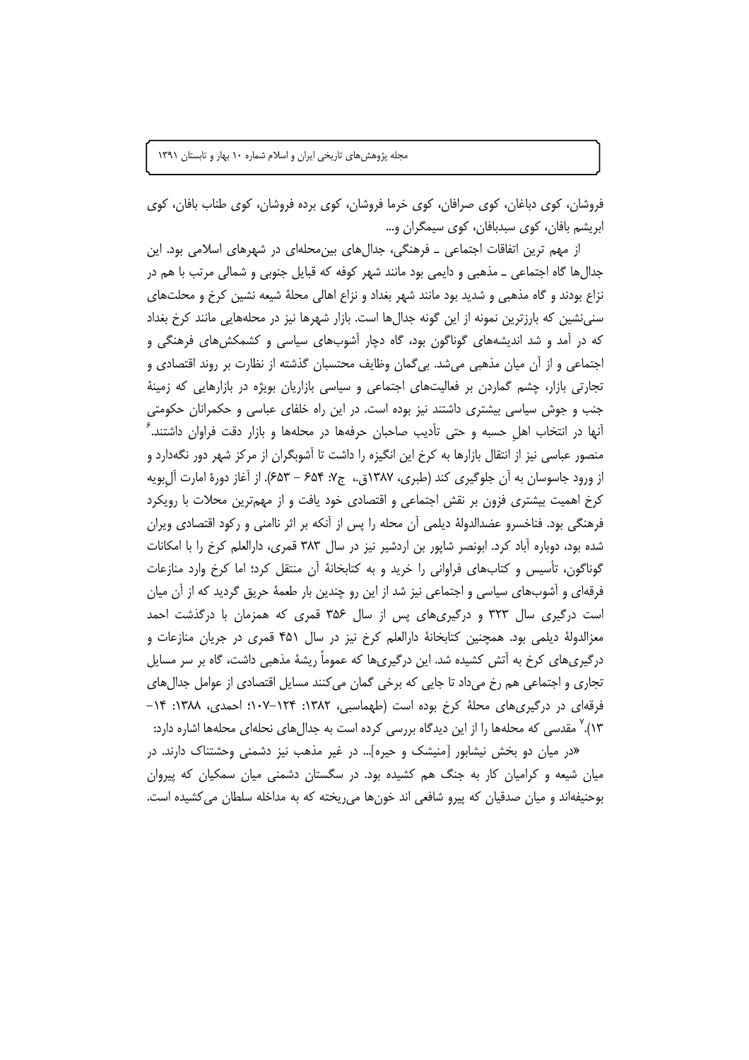فروشان، کوی دباغان، کوی صرافان، کوی خرما فروشان، کوی برده فروشان، کوی طناب بافان، کوی ابریشم بافان، کوی سبدبافان، کوی سیمگران و...

از مهم ترین اتفاقات اجتماعی ـ فرهنگی، جدال‌های بین‌محله‌ای در شهرهای اسلامی بود. این جدال‌ها گاه اجتماعی ـ مذهبی و دایمی بود مانند شهر کوفه که قبایل جنوبی و شمالی مرتب با هم در نزاع بودند و گاه مذهبی و شدید بود مانند شهر بغداد و نزاع اهالی محلهٔ شیعه نشین کرخ و محلت‌های سنی‌نشین که بارزترین نمونه از این گونه جدال‌ها است. بازار شهرها نیز در محله‌هایی مانند کرخ بغداد که در آمد و شد اندیشه‌های گوناگون بود، گاه دچار آشوب‌های سیاسی و کشمکش‌های فرهنگی و اجتماعی و از آن میان مذهبی می‌شد. بی‌گمان وظایف محتسبان گذشته از نظارت بر روند اقتصادی و تجارتی بازار، چشم گماردن بر فعالیت‌های اجتماعی و سیاسی بازاریان بویژه در بازارهایی که زمینهٔ جنب و جوش سیاسی بیشتری داشتند نیز بوده است. در این راه خلفای عباسی و حکمرانان حکومتی آنها در انتخاب اهل حسبه و حتی تأدیب صاحبان حرفه‌ها در محله‌ها و بازار دقت فراوان داشتند.[۶] منصور عباسی نیز از انتقال بازارها به کرخ این انگیزه را داشت تا آشوبگران از مرکز شهر دور نگه‌دارد و از ورود جاسوسان به آن جلوگیری کند (طبری، ۱۳۸۷ق.، ج۷: ۶۵۴ – ۶۵۳). از آغاز دورهٔ امارت آل‌بویه کرخ اهمیت بیشتری فزون بر نقش اجتماعی و اقتصادی خود یافت و از مهم‌ترین محلات با رویکرد فرهنگی بود. فناخسرو عضدالدولهٔ دیلمی آن محله را پس از آنکه بر اثر ناامنی و رکود اقتصادی ویران شده بود، دوباره آباد کرد. ابونصر شاپور بن اردشیر نیز در سال ۳۸۳ قمری، دارالعلم کرخ را با امکانات گوناگون، تأسیس و کتاب‌های فراوانی را خرید و به کتابخانهٔ آن منتقل کرد؛ اما کرخ وارد منازعات فرقه‌ای و آشوب‌های سیاسی و اجتماعی نیز شد از این رو چندین بار طعمهٔ حریق گردید که از آن میان است درگیری سال ۳۲۳ و درگیری‌های پس از سال ۳۵۶ قمری که همزمان با درگذشت احمد معزالدولهٔ دیلمی بود. همچنین کتابخانهٔ دارالعلم کرخ نیز در سال ۴۵۱ قمری در جریان منازعات و درگیری‌های کرخ به آتش کشیده شد. این درگیری‌ها که عموماً ریشهٔ مذهبی داشت، گاه بر سر مسایل تجاری و اجتماعی هم رخ می‌داد تا جایی که برخی گمان می‌کنند مسایل اقتصادی از عوامل جدال‌های فرقه‌ای در درگیری‌های محلهٔ کرخ بوده است (طهماسبی، ۱۳۸۲: ۱۲۴–۱۰۷؛ احمدی، ۱۳۸۸: ۱۴–۱۳).[۷] مقدسی که محله‌ها را از این دیدگاه بررسی کرده است به جدال‌های نحله‌ای محله‌ها اشاره دارد:

«در میان دو بخش نیشابور [منیشک و حیره]... در غیر مذهب نیز دشمنی وحشتناک دارند. در میان شیعه و کرامیان کار به جنگ هم کشیده بود. در سگستان دشمنی میان سمکیان که پیروان بوحنیفه‌اند و میان صدقیان که پیرو شافعی اند خون‌ها می‌ریخته که به مداخله سلطان می‌کشیده است.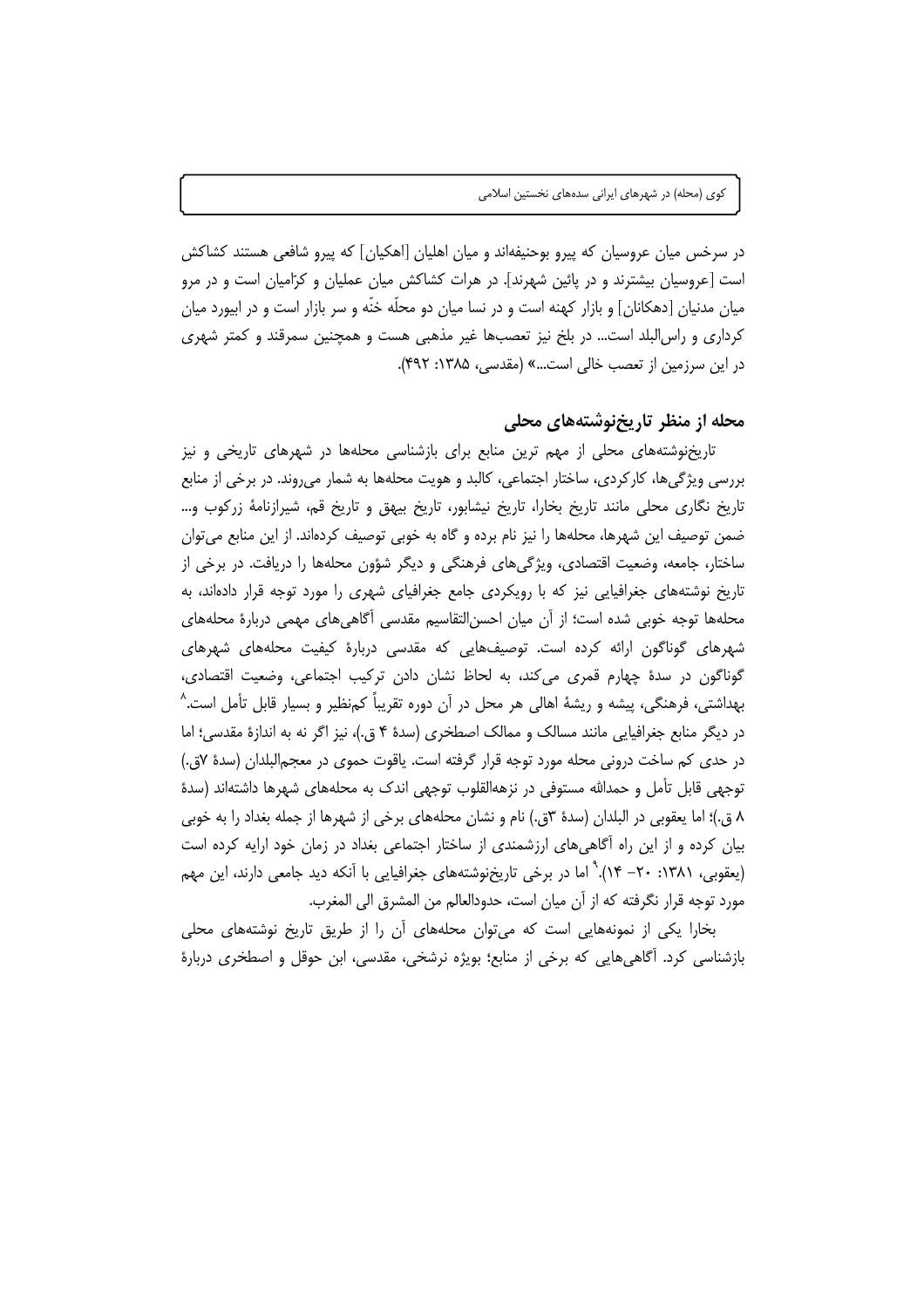در سرخس میان عروسیان که پیرو بوحنیفه‌اند و میان اهلیان [اهکیان] که پیرو شافعی هستند کشاکش است [عروسیان بیشترند و در پائین شهرند]. در هرات کشاکش میان عملیان و کرّامیان است و در مرو میان مدنیان [دهکانان] و بازار کهنه است و در نسا میان دو محلّه خنّه و سر بازار است و در ابیورد میان کرداری و راس‌البلد است... در بلخ نیز تعصب‌ها غیر مذهبی هست و همچنین سمرقند و کمتر شهری در این سرزمین از تعصب خالی است...» (مقدسی، ۱۳۸۵: ۴۹۲).

## محله از منظر تاریخ‌نوشته‌های محلی

تاریخ‌نوشته‌های محلی از مهم ترین منابع برای بازشناسی محله‌ها در شهرهای تاریخی و نیز بررسی ویژگی‌ها، کارکردی، ساختار اجتماعی، کالبد و هویت محله‌ها به شمار می‌روند. در برخی از منابع تاریخ نگاری محلی مانند تاریخ بخارا، تاریخ نیشابور، تاریخ بیهق و تاریخ قم، شیرازنامهٔ زرکوب و... ضمن توصیف این شهرها، محله‌ها را نیز نام برده و گاه به خوبی توصیف کرده‌اند. از این منابع می‌توان ساختار، جامعه، وضعیت اقتصادی، ویژگی‌های فرهنگی و دیگر شؤون محله‌ها را دریافت. در برخی از تاریخ نوشته‌های جغرافیایی نیز که با رویکردی جامع جغرافیای شهری را مورد توجه قرار داده‌اند، به محله‌ها توجه خوبی شده است؛ از آن میان احسن‌التقاسیم مقدسی آگاهی‌های مهمی دربارهٔ محله‌های شهرهای گوناگون ارائه کرده است. توصیف‌هایی که مقدسی دربارهٔ کیفیت محله‌های شهرهای گوناگون در سدهٔ چهارم قمری می‌کند، به لحاظ نشان دادن ترکیب اجتماعی، وضعیت اقتصادی، بهداشتی، فرهنگی، پیشه و ریشهٔ اهالی هر محل در آن دوره تقریباً کم‌نظیر و بسیار قابل تأمل است.[۸] در دیگر منابع جغرافیایی مانند مسالک و ممالک اصطخری (سدهٔ ۴ ق.)، نیز اگر نه به اندازهٔ مقدسی؛ اما در حدی کم ساخت درونی محله مورد توجه قرار گرفته است. یاقوت حموی در معجم‌البلدان (سدهٔ ۷ق.) توجهی قابل تأمل و حمدالله مستوفی در نزهه‌القلوب توجهی اندک به محله‌های شهرها داشته‌اند (سدهٔ ۸ ق.)؛ اما یعقوبی در البلدان (سدهٔ ۳ق.) نام و نشان محله‌های برخی از شهرها از جمله بغداد را به خوبی بیان کرده و از این راه آگاهی‌های ارزشمندی از ساختار اجتماعی بغداد در زمان خود ارایه کرده است (یعقوبی، ۱۳۸۱: ۲۰- ۱۴).[۹] اما در برخی تاریخ‌نوشته‌های جغرافیایی با آنکه دید جامعی دارند، این مهم مورد توجه قرار نگرفته که از آن میان است، حدودالعالم من المشرق الی المغرب.

بخارا یکی از نمونه‌هایی است که می‌توان محله‌های آن را از طریق تاریخ نوشته‌های محلی بازشناسی کرد. آگاهی‌هایی که برخی از منابع؛ بویژه نرشخی، مقدسی، ابن حوقل و اصطخری دربارهٔ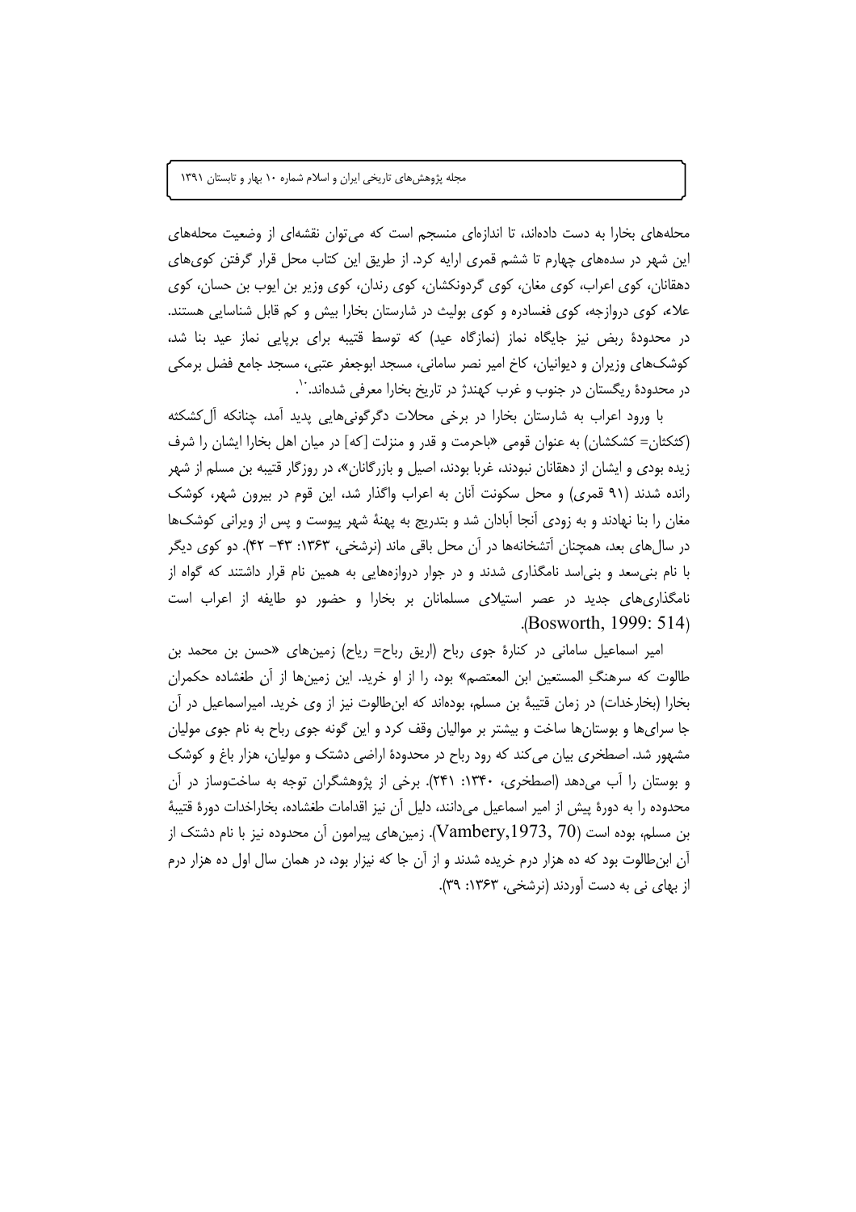محله‌های بخارا به دست داده‌اند، تا اندازه‌ای منسجم است که می‌توان نقشه‌ای از وضعیت محله‌های این شهر در سده‌های چهارم تا ششم قمری ارایه کرد. از طریق این کتاب محل قرار گرفتن کوی‌های دهقانان، کوی اعراب، کوی مغان، کوی گردونکشان، کوی رندان، کوی وزیر بن ایوب بن حسان، کوی علاء، کوی دروازجه، کوی فغسادره و کوی بولیث در شارستان بخارا بیش و کم قابل شناسایی هستند. در محدودهٔ ربض نیز جایگاه نماز (نمازگاه عید) که توسط قتیبه برای برپایی نماز عید بنا شد، کوشک‌های وزیران و دیوانیان، کاخ امیر نصر سامانی، مسجد ابوجعفر عتبی، مسجد جامع فضل برمکی در محدودهٔ ریگستان در جنوب و غرب کهندژ در تاریخ بخارا معرفی شده‌اند.[10]

با ورود اعراب به شارستان بخارا در برخی محلات دگرگونی‌هایی پدید آمد، چنانکه آل‌کشکثه (کثکثان= کشکشان) به عنوان قومی «باحرمت و قدر و منزلت [که] در میان اهل بخارا ایشان را شرف زیده بودی و ایشان از دهقانان نبودند، غربا بودند، اصیل و بازرگانان»، در روزگار قتیبه بن مسلم از شهر رانده شدند (۹۱ قمری) و محل سکونت آنان به اعراب واگذار شد، این قوم در بیرون شهر، کوشک مغان را بنا نهادند و به زودی آنجا آبادان شد و بتدریج به پهنهٔ شهر پیوست و پس از ویرانی کوشک‌ها در سال‌های بعد، همچنان آتشخانه‌ها در آن محل باقی ماند (نرشخی، ۱۳۶۳: ۴۳– ۴۲). دو کوی دیگر با نام بنی‌سعد و بنی‌اسد نامگذاری شدند و در جوار دروازه‌هایی به همین نام قرار داشتند که گواه از نامگذاری‌های جدید در عصر استیلای مسلمانان بر بخارا و حضور دو طایفه از اعراب است (Bosworth, 1999: 514).

امیر اسماعیل سامانی در کنارهٔ جوی رباح (اریق رباح= ریاح) زمین‌های «حسن بن محمد بن طالوت که سرهنگِ المستعین ابن المعتصم» بود، را از او خرید. این زمین‌ها از آنِ طغشاده حکمران بخارا (بخارخدات) در زمان قتیبهٔ بن مسلم، بوده‌اند که ابن‌طالوت نیز از وی خرید. امیراسماعیل در آن جا سرای‌ها و بوستان‌ها ساخت و بیشتر بر موالیان وقف کرد و این گونه جوی رباح به نام جوی مولیان مشهور شد. اصطخری بیان می‌کند که رود رباح در محدودهٔ اراضی دشتک و مولیان، هزار باغ و کوشک و بوستان را آب می‌دهد (اصطخری، ۱۳۴۰: ۲۴۱). برخی از پژوهشگران توجه به ساخت‌وساز در آن محدوده را به دورهٔ پیش از امیر اسماعیل می‌دانند، دلیل آن نیز اقدامات طغشاده، بخاراخدات دورهٔ قتیبهٔ بن مسلم، بوده است (Vambery,1973, 70). زمین‌های پیرامون آن محدوده نیز با نام دشتک از آن ابن‌طالوت بود که ده هزار درم خریده شدند و از آن جا که نیزار بود، در همان سال اول ده هزار درم از بهای نی به دست آوردند (نرشخی، ۱۳۶۳: ۳۹).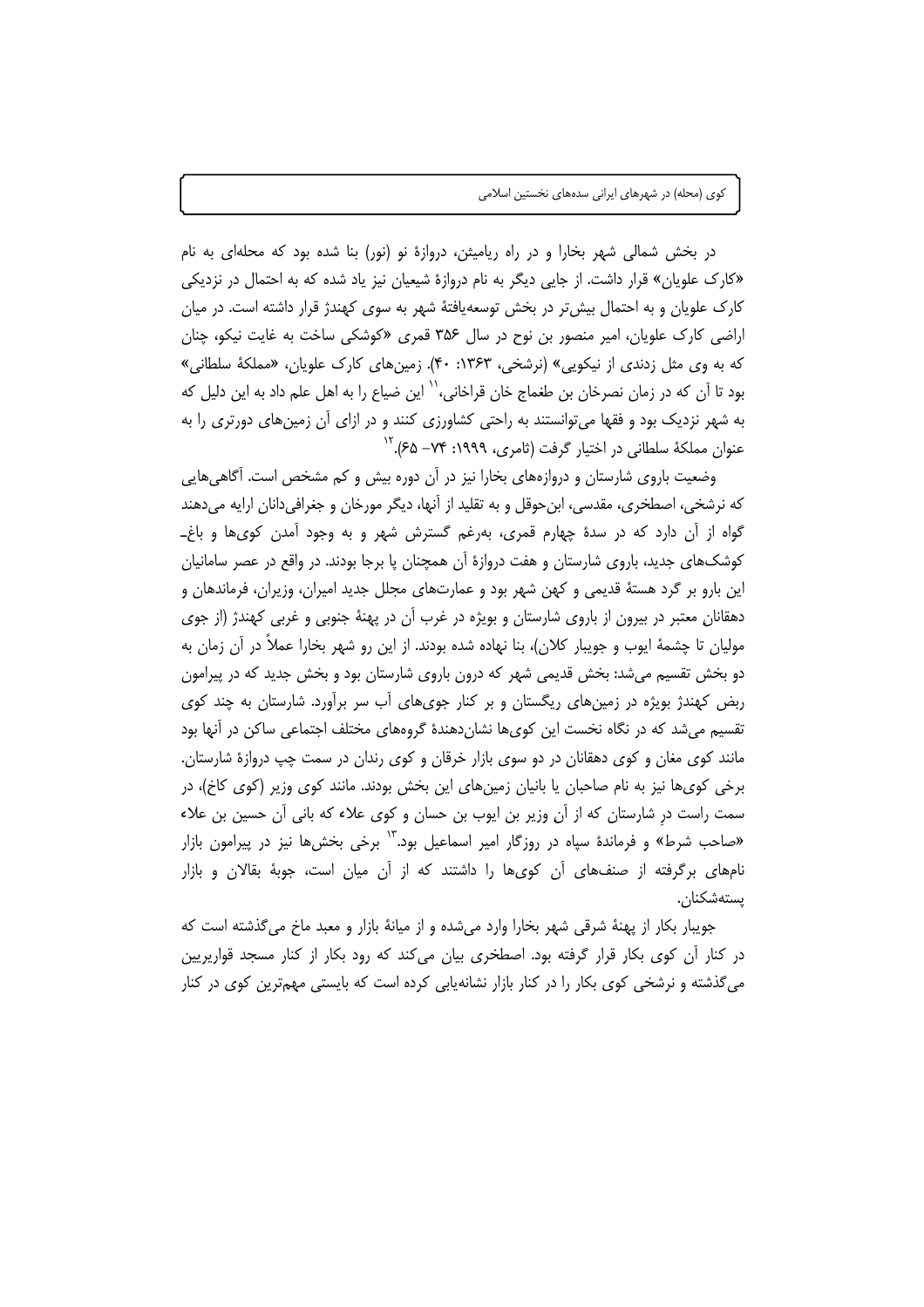در بخش شمالی شهر بخارا و در راه ریامیثن، دروازهٔ نو (نور) بنا شده بود که محله‌ای به نام «کارک علویان» قرار داشت. از جایی دیگر به نام دروازهٔ شیعیان نیز یاد شده که به احتمال در نزدیکی کارک علویان و به احتمال بیش‌تر در بخش توسعه‌یافتهٔ شهر به سوی کهندژ قرار داشته است. در میان اراضی کارک علویان، امیر منصور بن نوح در سال ۳۵۶ قمری «کوشکی ساخت به غایت نیکو، چنان که به وی مثل زدندی از نیکویی» (نرشخی، ۱۳۶۳: ۴۰). زمین‌های کارک علویان، «مملکهٔ سلطانی» بود تا آن که در زمان نصرخان بن طغماج خان قراخانی،[11] این ضیاع را به اهل علم داد به این دلیل که به شهر نزدیک بود و فقها می‌توانستند به راحتی کشاورزی کنند و در ازای آن زمین‌های دورتری را به عنوان مملکهٔ سلطانی در اختیار گرفت (ثامری، ۱۹۹۹: ۷۴– ۶۵).[12]

وضعیت باروی شارستان و دروازه‌های بخارا نیز در آن دوره بیش و کم مشخص است. آگاهی‌هایی که نرشخی، اصطخری، مقدسی، ابن‌حوقل و به تقلید از آنها، دیگر مورخان و جغرافی‌دانان ارایه می‌دهند گواه از آن دارد که در سدهٔ چهارم قمری، به‌رغم گسترش شهر و به وجود آمدن کوی‌ها و باغ- کوشک‌های جدید، باروی شارستان و هفت دروازهٔ آن همچنان پا برجا بودند. در واقع در عصر سامانیان این بارو بر گرد هستهٔ قدیمی و کهن شهر بود و عمارت‌های مجلل جدید امیران، وزیران، فرماندهان و دهقانان معتبر در بیرون از باروی شارستان و بویژه در غرب آن در پهنهٔ جنوبی و غربی کهندژ (از جوی مولیان تا چشمهٔ ایوب و جویبار کلان)، بنا نهاده شده بودند. از این رو شهر بخارا عملاً در آن زمان به دو بخش تقسیم می‌شد: بخش قدیمی شهر که درون باروی شارستان بود و بخش جدید که در پیرامون ربض کهندژ بویژه در زمین‌های ریگستان و بر کنار جوی‌های آب سر برآورد. شارستان به چند کوی تقسیم می‌شد که در نگاه نخست این کوی‌ها نشان‌دهندهٔ گروه‌های مختلف اجتماعی ساکن در آنها بود مانند کوی مغان و کوی دهقانان در دو سوی بازار خرقان و کوی رندان در سمت چپ دروازهٔ شارستان. برخی کوی‌ها نیز به نام صاحبان یا بانیان زمین‌های این بخش بودند. مانند کوی وزیر (کوی کاخ)، در سمت راست درِ شارستان که از آنِ وزیر بن ایوب بن حسان و کوی علاء که بانی آن حسین بن علاء «صاحب شرط» و فرماندهٔ سپاه در روزگار امیر اسماعیل بود.[13] برخی بخش‌ها نیز در پیرامون بازار نام‌های برگرفته از صنف‌های آن کوی‌ها را داشتند که از آن میان است، جوبهٔ بقالان و بازار پسته‌شکنان.

جویبار بکار از پهنهٔ شرقی شهر بخارا وارد می‌شده و از میانهٔ بازار و معبد ماخ می‌گذشته است که در کنار آن کوی بکار قرار گرفته بود. اصطخری بیان می‌کند که رود بکار از کنار مسجد قواریریین می‌گذشته و نرشخی کوی بکار را در کنار بازار نشانه‌یابی کرده است که بایستی مهم‌ترین کوی در کنار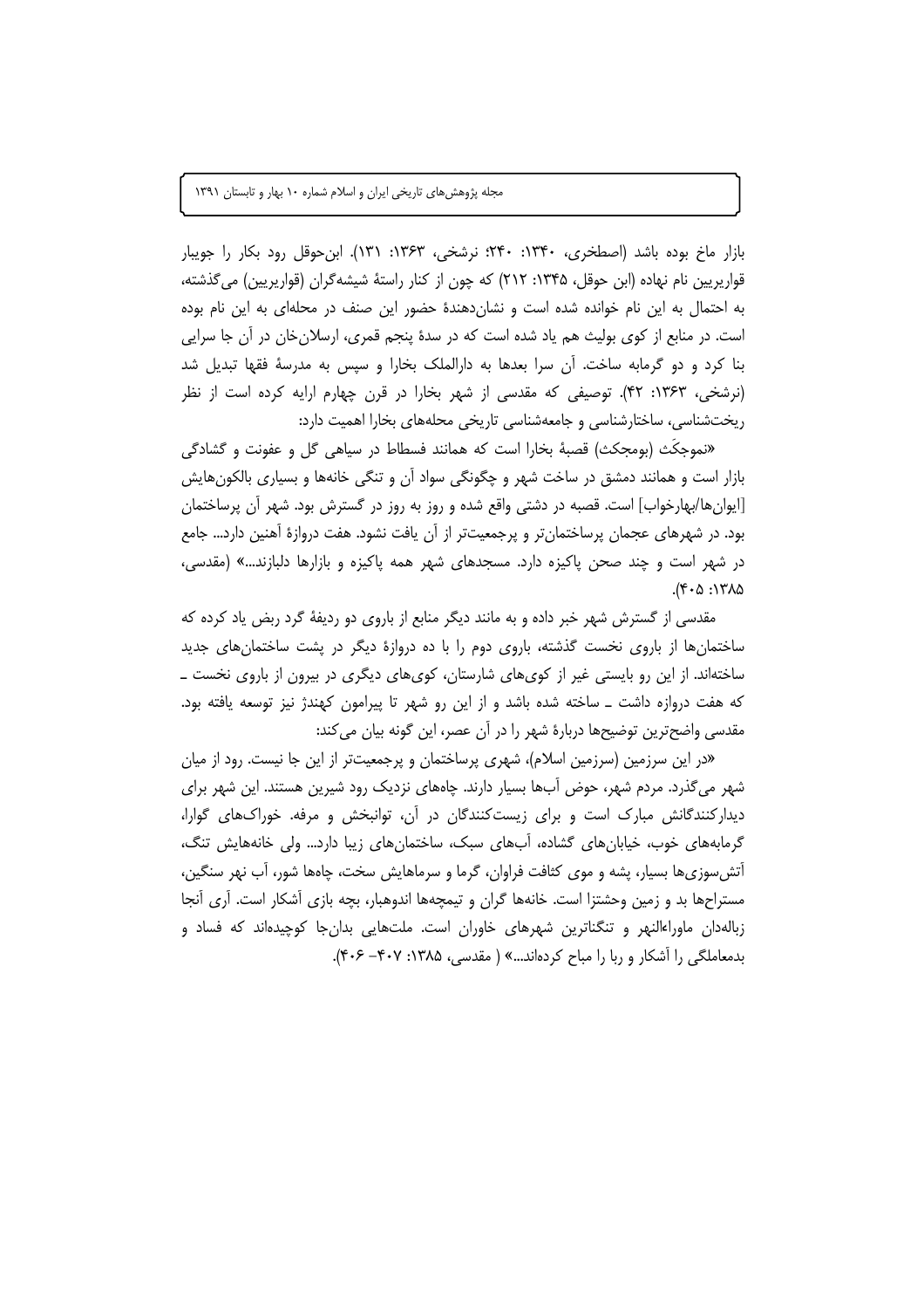بازار ماخ بوده باشد (اصطخری، ۱۳۴۰: ۲۴۰؛ نرشخی، ۱۳۶۳: ۱۳۱). ابن‌حوقل رود بکار را جویبار قواریریین نام نهاده (ابن حوقل، ۱۳۴۵: ۲۱۲) که چون از کنار راستهٔ شیشه‌گران (قواریریین) می‌گذشته، به احتمال به این نام خوانده شده است و نشان‌دهندهٔ حضور این صنف در محله‌ای به این نام بوده است. در منابع از کوی بولیث هم یاد شده است که در سدهٔ پنجم قمری، ارسلان‌خان در آن جا سرایی بنا کرد و دو گرمابه ساخت. آن سرا بعدها به دارالملک بخارا و سپس به مدرسهٔ فقها تبدیل شد (نرشخی، ۱۳۶۳: ۴۲). توصیفی که مقدسی از شهر بخارا در قرن چهارم ارایه کرده است از نظر ریخت‌شناسی، ساختارشناسی و جامعه‌شناسی تاریخی محله‌های بخارا اهمیت دارد:

«نموجکَث (بومجکث) قصبهٔ بخارا است که همانند فسطاط در سیاهی گل و عفونت و گشادگی بازار است و همانند دمشق در ساخت شهر و چگونگی سواد آن و تنگی خانه‌ها و بسیاری بالکون‌هایش [ایوان‌ها/بهارخواب] است. قصبه در دشتی واقع شده و روز به روز در گسترش بود. شهر آن پرساختمان بود. در شهرهای عجمان پرساختمان‌تر و پرجمعیت‌تر از آن یافت نشود. هفت دروازهٔ آهنین دارد... جامع در شهر است و چند صحن پاکیزه دارد. مسجدهای شهر همه پاکیزه و بازارها دلبازند...» (مقدسی، ۱۳۸۵: ۴۰۵).

مقدسی از گسترش شهر خبر داده و به مانند دیگر منابع از باروی دو ردیفهٔ گرد ربض یاد کرده که ساختمان‌ها از باروی نخست گذشته، باروی دوم را با ده دروازهٔ دیگر در پشت ساختمان‌های جدید ساخته‌اند. از این رو بایستی غیر از کوی‌های شارستان، کوی‌های دیگری در بیرون از باروی نخست ـ که هفت دروازه داشت ـ ساخته شده باشد و از این رو شهر تا پیرامون کهندژ نیز توسعه یافته بود. مقدسی واضح‌ترین توضیح‌ها دربارهٔ شهر را در آن عصر، این گونه بیان می‌کند:

«در این سرزمین (سرزمین اسلام)، شهری پرساختمان و پرجمعیت‌تر از این جا نیست. رود از میان شهر می‌گذرد. مردم شهر، حوض آب‌ها بسیار دارند. چاه‌های نزدیک رود شیرین هستند. این شهر برای دیدارکنندگانش مبارک است و برای زیست‌کنندگان در آن، توانبخش و مرفه. خوراک‌های گوارا، گرمابه‌های خوب، خیابان‌های گشاده، آب‌های سبک، ساختمان‌های زیبا دارد... ولی خانه‌هایش تنگ، آتش‌سوزی‌ها بسیار، پشه و موی کثافت فراوان، گرما و سرماهایش سخت، چاه‌ها شور، آب نهر سنگین، مستراح‌ها بد و زمین وحشتزا است. خانه‌ها گران و تیمچه‌ها اندوهبار، بچه بازی آشکار است. آری آنجا زباله‌دان ماوراءالنهر و تنگناترین شهرهای خاوران است. ملت‌هایی بدان‌جا کوچیده‌اند که فساد و بدمعاملگی را آشکار و ربا را مباح کرده‌اند...» ( مقدسی، ۱۳۸۵: ۴۰۷- ۴۰۶).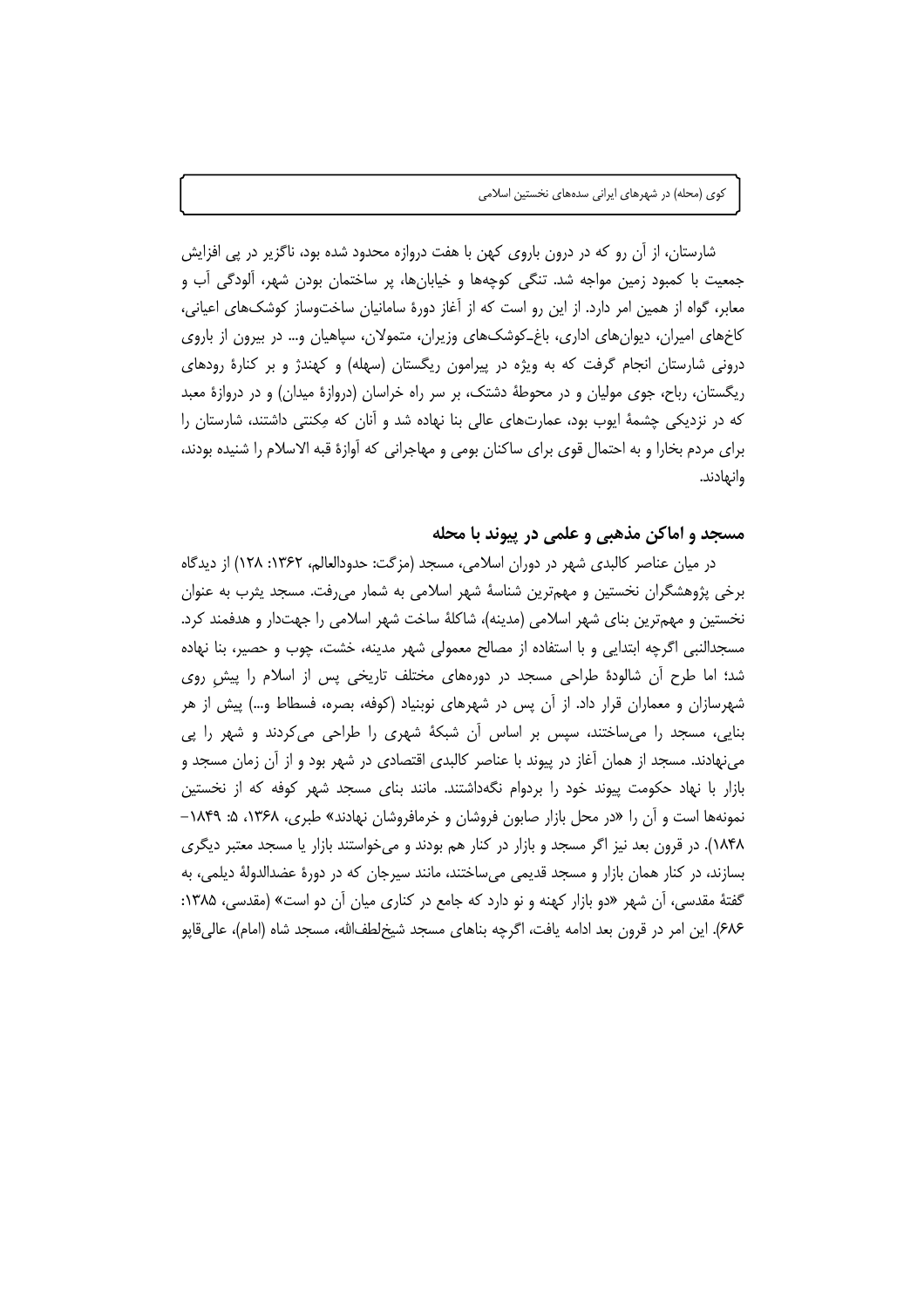شارستان، از آن رو که در درون باروی کهن با هفت دروازه محدود شده بود، ناگزیر در پی افزایش جمعیت با کمبود زمین مواجه شد. تنگی کوچه‌ها و خیابان‌ها، پر ساختمان بودن شهر، آلودگی آب و معابر، گواه از همین امر دارد. از این رو است که از آغاز دورهٔ سامانیان ساخت‌وساز کوشک‌های اعیانی، کاخ‌های امیران، دیوان‌های اداری، باغ-کوشک‌های وزیران، متمولان، سپاهیان و... در بیرون از باروی درونی شارستان انجام گرفت که به ویژه در پیرامون ریگستان (سهله) و کهندژ و بر کنارهٔ رودهای ریگستان، رباح، جوی مولیان و در محوطهٔ دشتک، بر سر راه خراسان (دروازهٔ میدان) و در دروازهٔ معبد که در نزدیکی چشمهٔ ایوب بود، عمارت‌های عالی بنا نهاده شد و آنان که مِکنتی داشتند، شارستان را برای مردم بخارا و به احتمال قوی برای ساکنان بومی و مهاجرانی که آوازهٔ قبه الاسلام را شنیده بودند، وانهادند.

## مسجد و اماکن مذهبی و علمی در پیوند با محله

در میان عناصر کالبدی شهر در دوران اسلامی، مسجد (مزگت: حدودالعالم، ۱۳۶۲: ۱۲۸) از دیدگاه برخی پژوهشگران نخستین و مهم‌ترین شناسهٔ شهر اسلامی به شمار می‌رفت. مسجد یثرب به عنوان نخستین و مهم‌ترین بنای شهر اسلامی (مدینه)، شاکلهٔ ساخت شهر اسلامی را جهت‌دار و هدفمند کرد. مسجدالنبی اگرچه ابتدایی و با استفاده از مصالح معمولی شهر مدینه، خشت، چوب و حصیر، بنا نهاده شد؛ اما طرح آن شالودهٔ طراحی مسجد در دوره‌های مختلف تاریخی پس از اسلام را پیشِ روی شهرسازان و معماران قرار داد. از آن پس در شهرهای نوبنیاد (کوفه، بصره، فسطاط و...) پیش از هر بنایی، مسجد را می‌ساختند، سپس بر اساس آن شبکهٔ شهری را طراحی می‌کردند و شهر را پی می‌نهادند. مسجد از همان آغاز در پیوند با عناصر کالبدی اقتصادی در شهر بود و از آن زمان مسجد و بازار با نهاد حکومت پیوند خود را بردوام نگه‌داشتند. مانند بنای مسجد شهر کوفه که از نخستین نمونه‌ها است و آن را «در محل بازار صابون فروشان و خرمافروشان نهادند» طبری، ۱۳۶۸، ۵: ۱۸۴۹-۱۸۴۸). در قرون بعد نیز اگر مسجد و بازار در کنار هم بودند و می‌خواستند بازار یا مسجد معتبر دیگری بسازند، در کنار همان بازار و مسجد قدیمی می‌ساختند، مانند سیرجان که در دورهٔ عضدالدولهٔ دیلمی، به گفتهٔ مقدسی، آن شهر «دو بازار کهنه و نو دارد که جامع در کناری میان آن دو است» (مقدسی، ۱۳۸۵: ۶۸۶). این امر در قرون بعد ادامه یافت، اگرچه بناهای مسجد شیخ‌لطف‌الله، مسجد شاه (امام)، عالی‌قاپو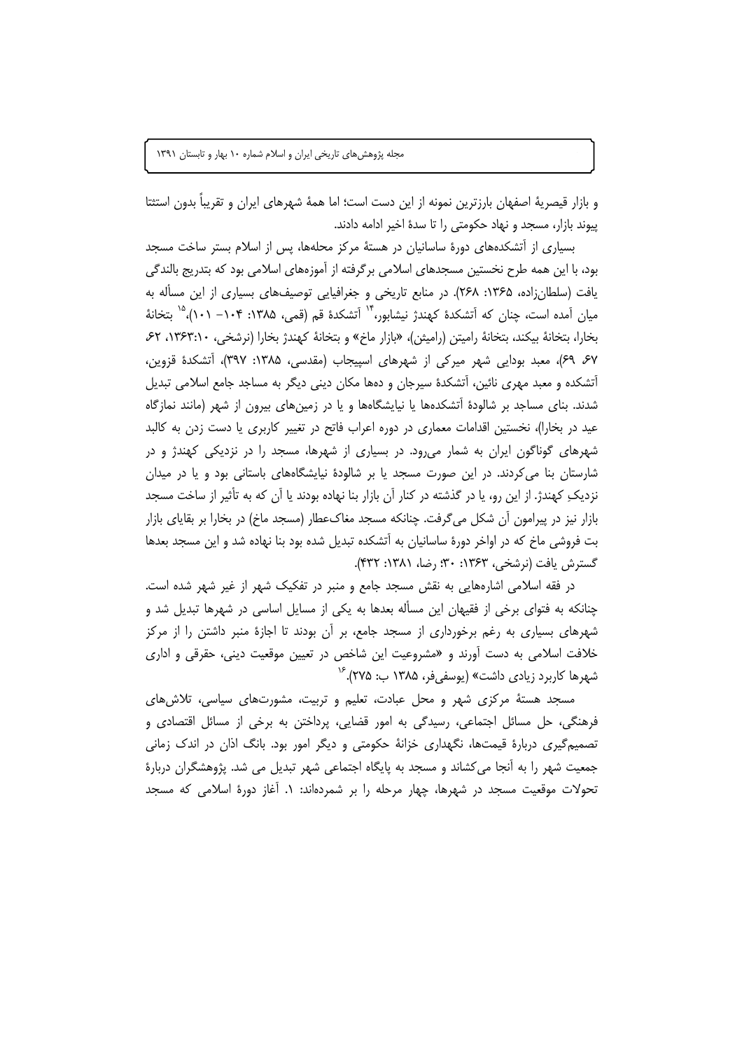و بازار قیصریهٔ اصفهان بارزترین نمونه از این دست است؛ اما همهٔ شهرهای ایران و تقریباً بدون استثنا پیوند بازار، مسجد و نهاد حکومتی را تا سدهٔ اخیر ادامه دادند.

بسیاری از آتشکده‌های دورهٔ ساسانیان در هستهٔ مرکز محله‌ها، پس از اسلام بستر ساخت مسجد بود، با این همه طرح نخستین مسجدهای اسلامی برگرفته از آموزه‌های اسلامی بود که بتدریج بالندگی یافت (سلطان‌زاده، ۱۳۶۵: ۲۶۸). در منابع تاریخی و جغرافیایی توصیف‌های بسیاری از این مسأله به میان آمده است، چنان که آتشکدهٔ کهندژ نیشابور،[14] آتشکدهٔ قم (قمی، ۱۳۸۵: ۱۰۴– ۱۰۱)،[15] بتخانهٔ بخارا، بتخانهٔ بیکند، بتخانهٔ رامیتن (رامیثن)، «بازار ماخ» و بتخانهٔ کهندژ بخارا (نرشخی، ۱۳۶۳:۱۰، ۶۲، ۶۷، ۶۹)، معبد بودایی شهر میرکی از شهرهای اسپیجاب (مقدسی، ۱۳۸۵: ۳۹۷)، آتشکدهٔ قزوین، آتشکده و معبد مهری نائین، آتشکدهٔ سیرجان و ده‌ها مکان دینی دیگر به مساجد جامع اسلامی تبدیل شدند. بنای مساجد بر شالودهٔ آتشکده‌ها یا نیایشگاه‌ها و یا در زمین‌های بیرون از شهر (مانند نمازگاه عید در بخارا)، نخستین اقدامات معماری در دوره اعراب فاتح در تغییر کاربری یا دست زدن به کالبد شهرهای گوناگون ایران به شمار می‌رود. در بسیاری از شهرها، مسجد را در نزدیکی کهندژ و در شارستان بنا می‌کردند. در این صورت مسجد یا بر شالودهٔ نیایشگاه‌های باستانی بود و یا در میدان نزدیکِ کهندژ. از این رو، یا در گذشته در کنار آن بازار بنا نهاده بودند یا آن که به تأثیر از ساخت مسجد بازار نیز در پیرامون آن شکل می‌گرفت. چنانکه مسجد مغاک‌عطار (مسجد ماخ) در بخارا بر بقایای بازار بت فروشی ماخ که در اواخر دورهٔ ساسانیان به آتشکده تبدیل شده بود بنا نهاده شد و این مسجد بعدها گسترش یافت (نرشخی، ۱۳۶۳: ۳۰؛ رضا، ۱۳۸۱: ۴۳۲).

در فقه اسلامی اشاره‌هایی به نقش مسجد جامع و منبر در تفکیک شهر از غیر شهر شده است. چنانکه به فتوای برخی از فقیهان این مسأله بعدها به یکی از مسایل اساسی در شهرها تبدیل شد و شهرهای بسیاری به رغم برخورداری از مسجد جامع، بر آن بودند تا اجازهٔ منبر داشتن را از مرکز خلافت اسلامی به دست آورند و «مشروعیت این شاخص در تعیین موقعیت دینی، حقوقی و اداری شهرها کاربرد زیادی داشت» (یوسفی‌فر، ۱۳۸۵ ب: ۲۷۵).[16]

مسجد هستهٔ مرکزی شهر و محل عبادت، تعلیم و تربیت، مشورت‌های سیاسی، تلاش‌های فرهنگی، حل مسائل اجتماعی، رسیدگی به امور قضایی، پرداختن به برخی از مسائل اقتصادی و تصمیم‌گیری دربارهٔ قیمت‌ها، نگهداری خزانهٔ حکومتی و دیگر امور بود. بانگ اذان در اندک زمانی جمعیت شهر را به آنجا می‌کشاند و مسجد به پایگاه اجتماعی شهر تبدیل می شد. پژوهشگران دربارهٔ تحولات موقعیت مسجد در شهرها، چهار مرحله را بر شمرده‌اند: ۱. آغاز دورهٔ اسلامی که مسجد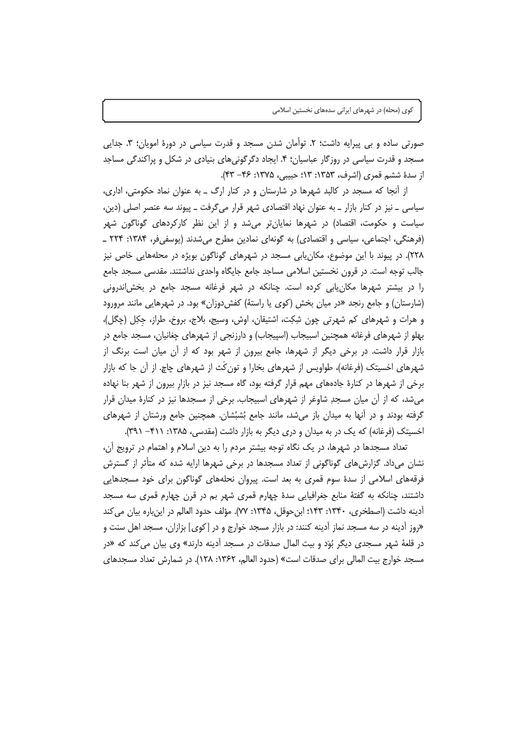صورتی ساده و بی پیرایه داشت؛ ۲. توأمان شدن مسجد و قدرت سیاسی در دورهٔ امویان؛ ۳. جدایی مسجد و قدرت سیاسی در روزگار عباسیان؛ ۴. ایجاد دگرگونی‌های بنیادی در شکل و پراکندگی مساجد از سدهٔ ششم قمری (اشرف، ۱۳۵۳: ۱۳؛ حبیبی، ۱۳۷۵: ۴۶– ۴۳).

از آنجا که مسجد در کالبد شهرها در شارستان و در کنار ارگ ـ به عنوان نماد حکومتی، اداری، سیاسی ـ نیز در کنار بازار ـ به عنوان نهاد اقتصادی شهر قرار می‌گرفت ـ پیوند سه عنصر اصلی (دین، سیاست و حکومت، اقتصاد) در شهرها نمایان‌تر می‌شد و از این نظر کارکردهای گوناگون شهر (فرهنگی، اجتماعی، سیاسی و اقتصادی) به گونه‌ای نمادین مطرح می‌شدند (یوسفی‌فر، ۱۳۸۴: ۲۲۴ ـ ۲۲۸). در پیوند با این موضوع، مکان‌یابی مسجد در شهرهای گوناگون بویژه در محله‌هایی خاص نیز جالب توجه است. در قرون نخستین اسلامی مساجد جامع جایگاه واحدی نداشتند. مقدسی مسجد جامع را در بیشتر شهرها مکان‌یابی کرده است. چنانکه در شهر فرغانه مسجد جامع در بخش‌اندرونی (شارستان) و جامع رنجد «در میان بخش (کوی یا راستهٔ) کفش‌دوزان» بود. در شهرهایی مانند مرورود و هرات و شهرهای کم شهرتی چون شِکِت، اشتیقان، اوش، وسیج، بلاج، بروخ، طراز، جِکِل (چگل)، بهلو از شهرهای فرغانه همچنین اسبیجاب (اسپیجاب) و دارزنجی از شهرهای چغانیان، مسجد جامع در بازار قرار داشت. در برخی دیگر از شهرها، جامع بیرون از شهر بود که از آن میان است برنگ از شهرهای اخسیتک (فرغانه)، طواویس از شهرهای بخارا و تونکَث از شهرهای چاچ. از آن جا که بازار برخی از شهرها در کنارهٔ جاده‌های مهم قرار گرفته بود، گاه مسجد نیز در بازارِ بیرون از شهر بنا نهاده می‌شد، که از آن میان مسجدِ شاوغر از شهرهای اسبیجاب. برخی از مسجدها نیز در کنارهٔ میدان قرار گرفته بودند و در آنها به میدان باز می‌شد، مانند جامع بُشبُشان. همچنین جامع ورشتان از شهرهای اخسیتک (فرغانه) که یک در به میدان و دری دیگر به بازار داشت (مقدسی، ۱۳۸۵: ۴۱۱– ۳۹۱).

تعداد مسجدها در شهرها، در یک نگاه توجه بیشتر مردم را به دین اسلام و اهتمام در ترویج آن، نشان می‌داد. گزارش‌های گوناگونی از تعداد مسجدها در برخی شهرها ارایه شده که متأثر از گسترش فرقه‌های اسلامی از سدهٔ سوم قمری به بعد است. پیروان نحله‌های گوناگون برای خود مسجدهایی داشتند، چنانکه به گفتهٔ منابع جغرافیایی سدهٔ چهارم قمری شهر بم در قرن چهارم قمری سه مسجد آدینه داشت (اصطخری، ۱۳۴۰: ۱۴۳؛ ابن‌حوقل، ۱۳۴۵: ۷۷). مؤلف حدود العالم در این‌باره بیان می‌کند «روز آدینه در سه مسجد نماز آدینه کنند: در بازار مسجد خوارج و در [کوی] بزازان، مسجد اهل سنت و در قلعهٔ شهر مسجدی دیگر بُوَد و بیت المال صدقات در مسجد آدینه دارند» وی بیان می‌کند که «در مسجد خوارج بیت المالی برای صدقات است» (حدود العالم، ۱۳۶۲: ۱۲۸). در شمارش تعداد مسجدهای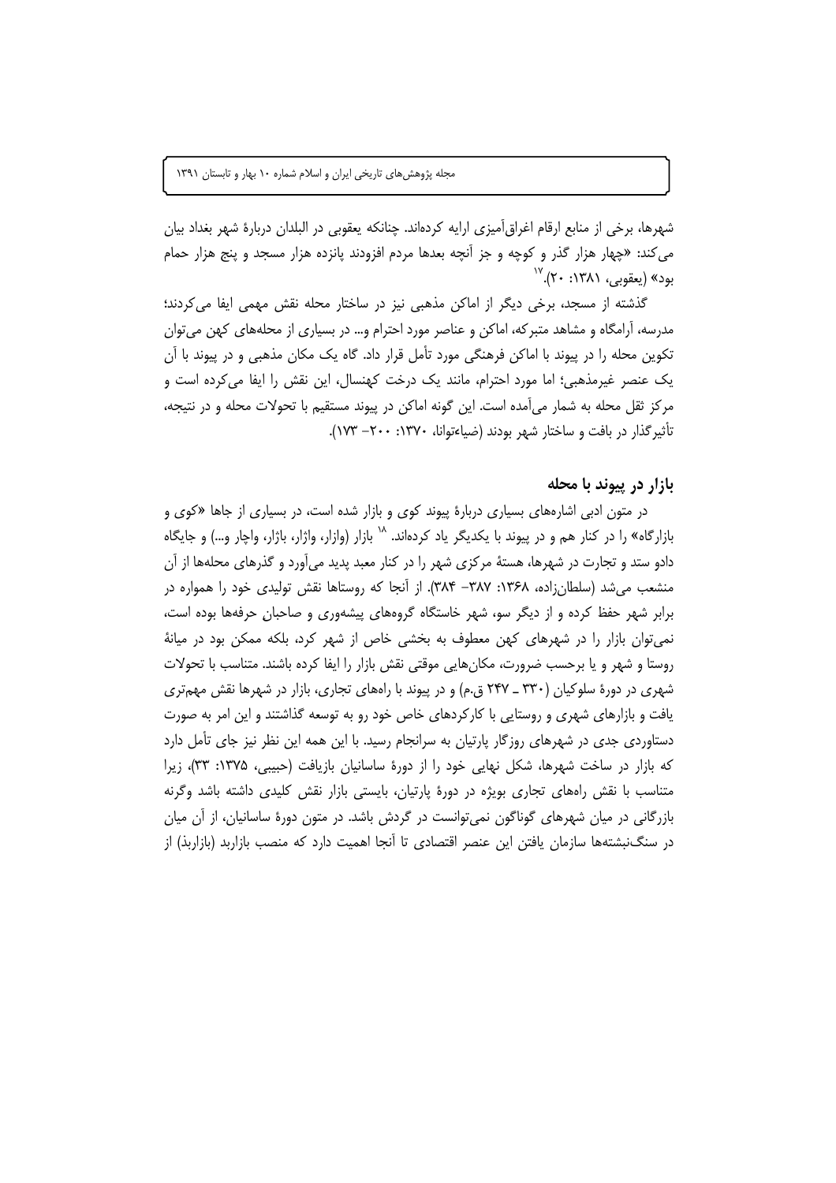شهرها، برخی از منابع ارقام اغراق‌آمیزی ارایه کرده‌اند. چنانکه یعقوبی در البلدان دربارهٔ شهر بغداد بیان می‌کند: «چهار هزار گذر و کوچه و جز آنچه بعدها مردم افزودند پانزده هزار مسجد و پنج هزار حمام بود» (یعقوبی، ۱۳۸۱: ۲۰).[۱۷]

گذشته از مسجد، برخی دیگر از اماکن مذهبی نیز در ساختار محله نقش مهمی ایفا می‌کردند؛ مدرسه، آرامگاه و مشاهد متبرکه، اماکن و عناصر مورد احترام و... در بسیاری از محله‌های کهن می‌توان تکوین محله را در پیوند با اماکن فرهنگی مورد تأمل قرار داد. گاه یک مکان مذهبی و در پیوند با آن یک عنصر غیرمذهبی؛ اما مورد احترام، مانند یک درخت کهنسال، این نقش را ایفا می‌کرده است و مرکز ثقل محله به شمار می‌آمده است. این گونه اماکن در پیوند مستقیم با تحولات محله و در نتیجه، تأثیرگذار در بافت و ساختار شهر بودند (ضیاءتوانا، ۱۳۷۰: ۲۰۰– ۱۷۳).

## بازار در پیوند با محله

در متون ادبی اشاره‌های بسیاری دربارهٔ پیوند کوی و بازار شده است، در بسیاری از جاها «کوی و بازارگاه» را در کنار هم و در پیوند با یکدیگر یاد کرده‌اند.[۱۸] بازار (وازار، واژار، باژار، واچار و...) و جایگاه دادو ستد و تجارت در شهرها، هستهٔ مرکزی شهر را در کنار معبد پدید می‌آورد و گذرهای محله‌ها از آن منشعب می‌شد (سلطان‌زاده، ۱۳۶۸: ۳۸۷– ۳۸۴). از آنجا که روستاها نقش تولیدی خود را همواره در برابر شهر حفظ کرده و از دیگر سو، شهر خاستگاه گروه‌های پیشه‌وری و صاحبان حرفه‌ها بوده است، نمی‌توان بازار را در شهرهای کهن معطوف به بخشی خاص از شهر کرد، بلکه ممکن بود در میانهٔ روستا و شهر و یا برحسب ضرورت، مکان‌هایی موقتی نقش بازار را ایفا کرده باشند. متناسب با تحولات شهری در دورهٔ سلوکیان (۳۳۰ ـ ۲۴۷ ق.م) و در پیوند با راه‌های تجاری، بازار در شهرها نقش مهم‌تری یافت و بازارهای شهری و روستایی با کارکردهای خاص خود رو به توسعه گذاشتند و این امر به صورت دستاوردی جدی در شهرهای روزگار پارتیان به سرانجام رسید. با این همه این نظر نیز جای تأمل دارد که بازار در ساخت شهرها، شکل نهایی خود را از دورهٔ ساسانیان بازیافت (حبیبی، ۱۳۷۵: ۳۳)، زیرا متناسب با نقش راه‌های تجاری بویژه در دورهٔ پارتیان، بایستی بازار نقش کلیدی داشته باشد وگرنه بازرگانی در میان شهرهای گوناگون نمی‌توانست در گردش باشد. در متون دورهٔ ساسانیان، از آن میان در سنگ‌نبشته‌ها سازمان یافتن این عنصر اقتصادی تا آنجا اهمیت دارد که منصب بازاربد (بازاربذ) از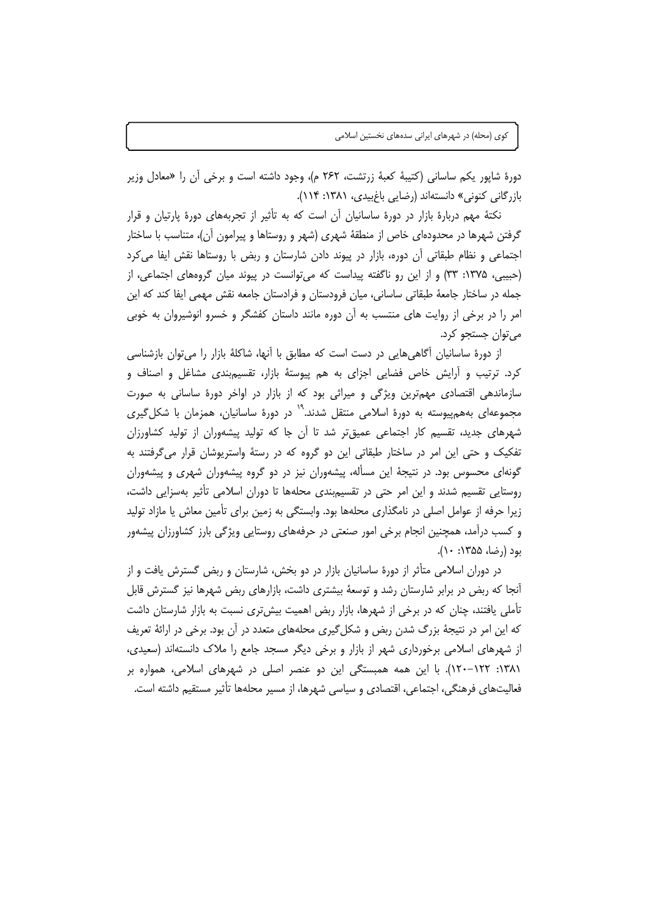دورهٔ شاپور یکم ساسانی (کتیبهٔ کعبهٔ زرتشت، ۲۶۲ م)، وجود داشته است و برخی آن را «معادل وزیر بازرگانی کنونی» دانسته‌اند (رضایی باغ‌بیدی، ۱۳۸۱: ۱۱۴).

نکتهٔ مهم دربارهٔ بازار در دورهٔ ساسانیان آن است که به تأثیر از تجربه‌های دورهٔ پارتیان و قرار گرفتن شهرها در محدوده‌ای خاص از منطقهٔ شهری (شهر و روستاها و پیرامون آن)، متناسب با ساختار اجتماعی و نظام طبقاتی آن دوره، بازار در پیوند دادن شارستان و ربض با روستاها نقش ایفا می‌کرد (حبیبی، ۱۳۷۵: ۳۳) و از این رو ناگفته پیداست که می‌توانست در پیوند میان گروه‌های اجتماعی، از جمله در ساختار جامعهٔ طبقاتی ساسانی، میان فرودستان و فرادستان جامعه نقش مهمی ایفا کند که این امر را در برخی از روایت های منتسب به آن دوره مانند داستان کفشگر و خسرو انوشیروان به خوبی می‌توان جستجو کرد.

از دورهٔ ساسانیان آگاهی‌هایی در دست است که مطابق با آنها، شاکلهٔ بازار را می‌توان بازشناسی کرد. ترتیب و آرایش خاص فضایی اجزای به هم پیوستهٔ بازار، تقسیم‌بندی مشاغل و اصناف و سازماندهی اقتصادی مهم‌ترین ویژگی و میراثی بود که از بازار در اواخر دورهٔ ساسانی به صورت مجموعه‌ای به‌هم‌پیوسته به دورهٔ اسلامی منتقل شدند.[۱۹] در دورهٔ ساسانیان، همزمان با شکل‌گیری شهرهای جدید، تقسیم کار اجتماعی عمیق‌تر شد تا آن جا که تولید پیشه‌وران از تولید کشاورزان تفکیک و حتی این امر در ساختار طبقاتی این دو گروه که در رستهٔ واستریوشان قرار می‌گرفتند به گونه‌ای محسوس بود. در نتیجهٔ این مسأله، پیشه‌وران نیز در دو گروه پیشه‌وران شهری و پیشه‌وران روستایی تقسیم شدند و این امر حتی در تقسیم‌بندی محله‌ها تا دوران اسلامی تأثیر به‌سزایی داشت، زیرا حرفه از عوامل اصلی در نامگذاری محله‌ها بود. وابستگی به زمین برای تأمین معاش یا مازاد تولید و کسب درآمد، همچنین انجام برخی امور صنعتی در حرفه‌های روستایی ویژگی بارز کشاورزان پیشه‌ور بود (رضا، ۱۳۵۵: ۱۰).

در دوران اسلامی متأثر از دورهٔ ساسانیان بازار در دو بخش، شارستان و ربض گسترش یافت و از آنجا که ربض در برابر شارستان رشد و توسعهٔ بیشتری داشت، بازارهای ربض شهرها نیز گسترش قابل تأملی یافتند، چنان که در برخی از شهرها، بازار ربض اهمیت بیش‌تری نسبت به بازار شارستان داشت که این امر در نتیجهٔ بزرگ شدن ربض و شکل‌گیری محله‌های متعدد در آن بود. برخی در ارائهٔ تعریف از شهرهای اسلامی برخورداری شهر از بازار و برخی دیگر مسجد جامع را ملاک دانسته‌اند (سعیدی، ۱۳۸۱: ۱۲۲–۱۲۰). با این همه همبستگی این دو عنصر اصلی در شهرهای اسلامی، همواره بر فعالیت‌های فرهنگی، اجتماعی، اقتصادی و سیاسی شهرها، از مسیر محله‌ها تأثیر مستقیم داشته است.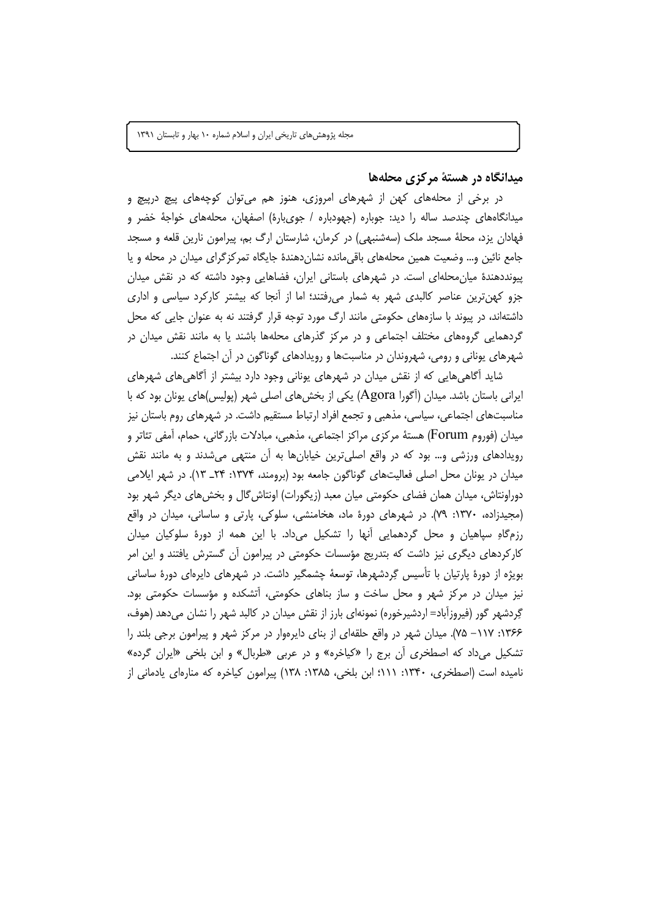## میدانگاه در هستهٔ مرکزی محله‌ها

در برخی از محله‌های کهن از شهرهای امروزی، هنوز هم می‌توان کوچه‌های پیچ درپیچ و میدانگاه‌های چندصد ساله را دید: جوباره (جهودباره / جوی‌بارهٔ) اصفهان، محله‌های خواجهٔ خضر و فهادان یزد، محلهٔ مسجد ملک (سه‌شنبهی) در کرمان، شارستان ارگ بم، پیرامون نارین قلعه و مسجد جامع نائین و... وضعیت همین محله‌های باقی‌مانده نشان‌دهندهٔ جایگاه تمرکزگرای میدان در محله و یا پیونددهندهٔ میان‌محله‌ای است. در شهرهای باستانی ایران، فضاهایی وجود داشته که در نقش میدان جزو کهن‌ترین عناصر کالبدی شهر به شمار می‌رفتند؛ اما از آنجا که بیشتر کارکرد سیاسی و اداری داشته‌اند، در پیوند با سازه‌های حکومتی مانند ارگ مورد توجه قرار گرفتند نه به عنوان جایی که محل گردهمایی گروه‌های مختلف اجتماعی و در مرکز گذرهای محله‌ها باشند یا به مانند نقش میدان در شهرهای یونانی و رومی، شهروندان در مناسبت‌ها و رویدادهای گوناگون در آن اجتماع کنند.

شاید آگاهی‌هایی که از نقش میدان در شهرهای یونانی وجود دارد بیشتر از آگاهی‌های شهرهای ایرانی باستان باشد. میدان (آگورا Agora) یکی از بخش‌های اصلی شهر (پولیس)های یونان بود که با مناسبت‌های اجتماعی، سیاسی، مذهبی و تجمع افراد ارتباط مستقیم داشت. در شهرهای روم باستان نیز میدان (فوروم Forum) هستهٔ مرکزی مراکز اجتماعی، مذهبی، مبادلات بازرگانی، حمام، آمفی تئاتر و رویدادهای ورزشی و... بود که در واقع اصلی‌ترین خیابان‌ها به آن منتهی می‌شدند و به مانند نقش میدان در یونان محل اصلی فعالیت‌های گوناگون جامعه بود (برومند، ۱۳۷۴: ۲۴ـ ۱۳). در شهر ایلامی دوراونتاش، میدان همان فضای حکومتی میان معبد (زیگورات) اونتاش‌گال و بخش‌های دیگر شهر بود (مجیدزاده، ۱۳۷۰: ۷۹). در شهرهای دورهٔ ماد، هخامنشی، سلوکی، پارتی و ساسانی، میدان در واقع رزمگاهِ سپاهیان و محل گردهمایی آنها را تشکیل می‌داد. با این همه از دورهٔ سلوکیان میدان کارکردهای دیگری نیز داشت که بتدریج مؤسسات حکومتی در پیرامون آن گسترش یافتند و این امر بویژه از دورهٔ پارتیان با تأسیس گِردشهرها، توسعهٔ چشمگیر داشت. در شهرهای دایره‌ای دورهٔ ساسانی نیز میدان در مرکز شهر و محل ساخت و ساز بناهای حکومتی، آتشکده و مؤسسات حکومتی بود. گِردشهر گور (فیروزآباد= اردشیرخوره) نمونه‌ای بارز از نقش میدان در کالبد شهر را نشان می‌دهد (هوف، ۱۳۶۶: ۱۱۷– ۷۵). میدان شهر در واقع حلقه‌ای از بنای دایره‌وار در مرکز شهر و پیرامون برجی بلند را تشکیل می‌داد که اصطخری آن برج را «کیاخره» و در عربی «طربال» و ابن بلخی «ایران گرده» نامیده است (اصطخری، ۱۳۴۰: ۱۱۱؛ ابن بلخی، ۱۳۸۵: ۱۳۸) پیرامون کیاخره که مناره‌ای یادمانی از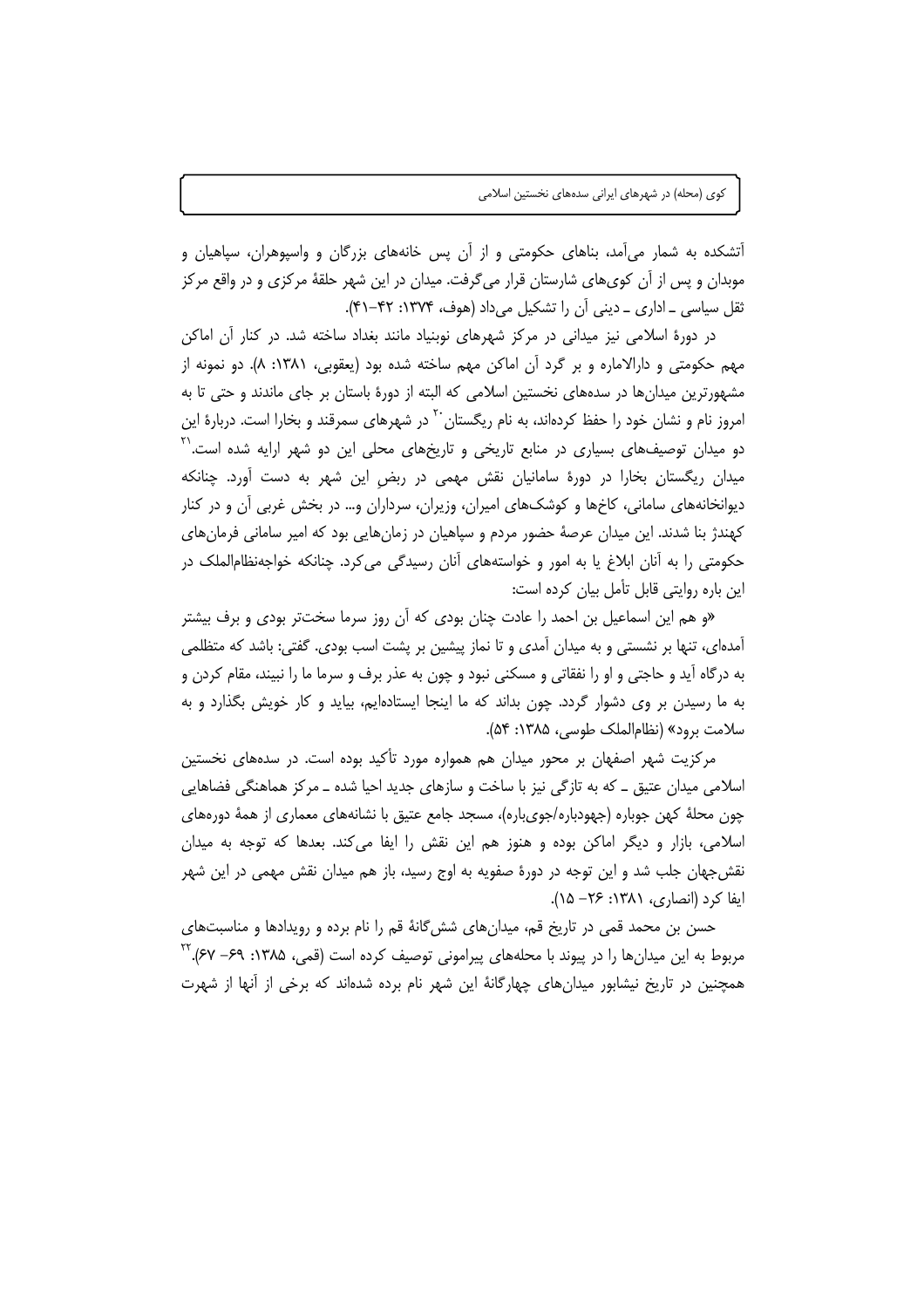آتشکده به شمار می‌آمد، بناهای حکومتی و از آن پس خانه‌های بزرگان و واسپوهران، سپاهیان و موبدان و پس از آن کوی‌های شارستان قرار می‌گرفت. میدان در این شهر حلقهٔ مرکزی و در واقع مرکز ثقل سیاسی ـ اداری ـ دینی آن را تشکیل می‌داد (هوف، ۱۳۷۴: ۴۲-۴۱).

در دورهٔ اسلامی نیز میدانی در مرکز شهرهای نوبنیاد مانند بغداد ساخته شد. در کنار آن اماکن مهم حکومتی و دارالاماره و بر گرد آن اماکن مهم ساخته شده بود (یعقوبی، ۱۳۸۱: ۸). دو نمونه از مشهورترین میدان‌ها در سده‌های نخستین اسلامی که البته از دورهٔ باستان بر جای ماندند و حتی تا به امروز نام و نشان خود را حفظ کرده‌اند، به نام ریگستان[20] در شهرهای سمرقند و بخارا است. دربارهٔ این دو میدان توصیف‌های بسیاری در منابع تاریخی و تاریخ‌های محلی این دو شهر ارایه شده است.[21] میدان ریگستان بخارا در دورهٔ سامانیان نقش مهمی در ربض این شهر به دست آورد. چنانکه دیوانخانه‌های سامانی، کاخ‌ها و کوشک‌های امیران، وزیران، سرداران و... در بخش غربی آن و در کنار کهندژ بنا شدند. این میدان عرصهٔ حضور مردم و سپاهیان در زمان‌هایی بود که امیر سامانی فرمان‌های حکومتی را به آنان ابلاغ یا به امور و خواسته‌های آنان رسیدگی می‌کرد. چنانکه خواجه‌نظام‌الملک در این باره روایتی قابل تأمل بیان کرده است:

«و هم این اسماعیل بن احمد را عادت چنان بودی که آن روز سرما سخت‌تر بودی و برف بیشتر آمده‌ای، تنها بر نشستی و به میدان آمدی و تا نماز پیشین بر پشت اسب بودی. گفتی: باشد که متظلمی به درگاه آید و حاجتی و او را نفقاتی و مسکنی نبود و چون به عذر برف و سرما ما را نبیند، مقام کردن و به ما رسیدن بر وی دشوار گردد. چون بداند که ما اینجا ایستاده‌ایم، بیاید و کار خویش بگذارد و به سلامت برود» (نظام‌الملک طوسی، ۱۳۸۵: ۵۴).

مرکزیت شهر اصفهان بر محور میدان هم همواره مورد تأکید بوده است. در سده‌های نخستین اسلامی میدان عتیق ـ که به تازگی نیز با ساخت و سازهای جدید احیا شده ـ مرکز هماهنگی فضاهایی چون محلهٔ کهن جوباره (جهودباره/جوی‌باره)، مسجد جامع عتیق با نشانه‌های معماری از همهٔ دوره‌های اسلامی، بازار و دیگر اماکن بوده و هنوز هم این نقش را ایفا می‌کند. بعدها که توجه به میدان نقش‌جهان جلب شد و این توجه در دورهٔ صفویه به اوج رسید، باز هم میدان نقش مهمی در این شهر ایفا کرد (انصاری، ۱۳۸۱: ۲۶- ۱۵).

حسن بن محمد قمی در تاریخ قم، میدان‌های شش‌گانهٔ قم را نام برده و رویدادها و مناسبت‌های مربوط به این میدان‌ها را در پیوند با محله‌های پیرامونی توصیف کرده است (قمی، ۱۳۸۵: ۶۹- ۶۷).[22] همچنین در تاریخ نیشابور میدان‌های چهارگانهٔ این شهر نام برده شده‌اند که برخی از آنها از شهرت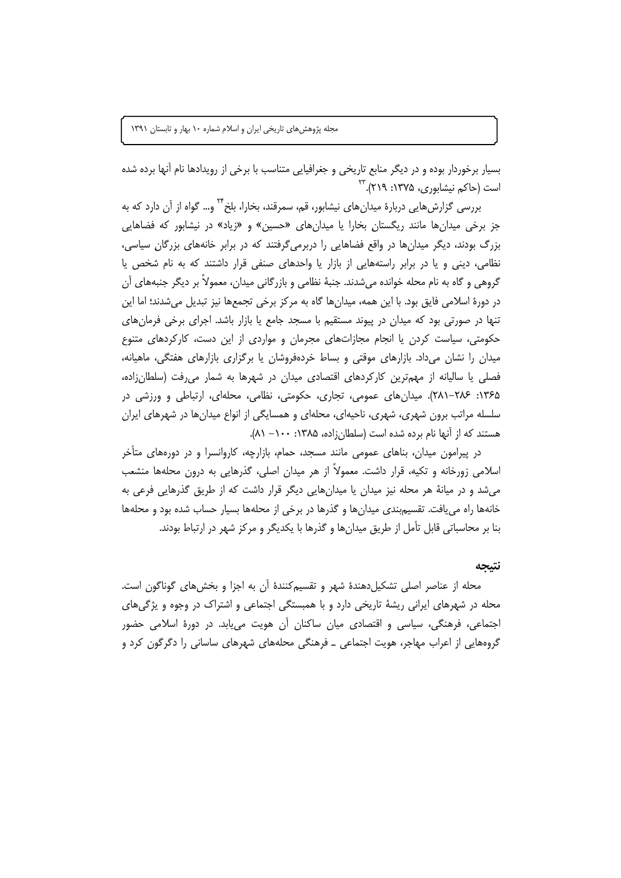بسیار برخوردار بوده و در دیگر منابع تاریخی و جغرافیایی متناسب با برخی از رویدادها نام آنها برده شده است (حاکم نیشابوری، ۱۳۷۵: ۲۱۹).[۲۳]

بررسی گزارش‌هایی دربارهٔ میدان‌های نیشابور، قم، سمرقند، بخارا، بلخ[۲۴] و... گواه از آن دارد که به جز برخی میدان‌ها مانند ریگستان بخارا یا میدان‌های «حسین» و «زیاد» در نیشابور که فضاهایی بزرگ بودند، دیگر میدان‌ها در واقع فضاهایی را دربرمی‌گرفتند که در برابر خانه‌های بزرگان سیاسی، نظامی، دینی و یا در برابر راسته‌هایی از بازار یا واحدهای صنفی قرار داشتند که به نام شخص یا گروهی و گاه به نام محله خوانده می‌شدند. جنبهٔ نظامی و بازرگانی میدان، معمولاً بر دیگر جنبه‌های آن در دورهٔ اسلامی فایق بود. با این همه، میدان‌ها گاه به مرکز برخی تجمع‌ها نیز تبدیل می‌شدند؛ اما این تنها در صورتی بود که میدان در پیوند مستقیم با مسجد جامع یا بازار باشد. اجرای برخی فرمان‌های حکومتی، سیاست کردن یا انجام مجازات‌های مجرمان و مواردی از این دست، کارکردهای متنوع میدان را نشان می‌داد. بازارهای موقتی و بساط خرده‌فروشان یا برگزاری بازارهای هفتگی، ماهیانه، فصلی یا سالیانه از مهم‌ترین کارکردهای اقتصادی میدان در شهرها به شمار می‌رفت (سلطان‌زاده، ۱۳۶۵: ۲۸۶-۲۸۱). میدان‌های عمومی، تجاری، حکومتی، نظامی، محله‌ای، ارتباطی و ورزشی در سلسله مراتب برون شهری، شهری، ناحیه‌ای، محله‌ای و همسایگی از انواع میدان‌ها در شهرهای ایران هستند که از آنها نام برده شده است (سلطان‌زاده، ۱۳۸۵: ۱۰۰- ۸۱).

در پیرامون میدان، بناهای عمومی مانند مسجد، حمام، بازارچه، کاروانسرا و در دوره‌های متأخر اسلامی زورخانه و تکیه، قرار داشت. معمولاً از هر میدان اصلی، گذرهایی به درون محله‌ها منشعب می‌شد و در میانهٔ هر محله نیز میدان یا میدان‌هایی دیگر قرار داشت که از طریق گذرهایی فرعی به خانه‌ها راه می‌یافت. تقسیم‌بندی میدان‌ها و گذرها در برخی از محله‌ها بسیار حساب شده بود و محله‌ها بنا بر محاسباتی قابل تأمل از طریق میدان‌ها و گذرها با یکدیگر و مرکز شهر در ارتباط بودند.

## نتیجه

محله از عناصر اصلی تشکیل‌دهندهٔ شهر و تقسیم‌کنندهٔ آن به اجزا و بخش‌های گوناگون است. محله در شهرهای ایرانی ریشهٔ تاریخی دارد و با همبستگی اجتماعی و اشتراک در وجوه و ویژگی‌های اجتماعی، فرهنگی، سیاسی و اقتصادی میان ساکنان آن هویت می‌یابد. در دورهٔ اسلامی حضور گروه‌هایی از اعراب مهاجر، هویت اجتماعی ـ فرهنگی محله‌های شهرهای ساسانی را دگرگون کرد و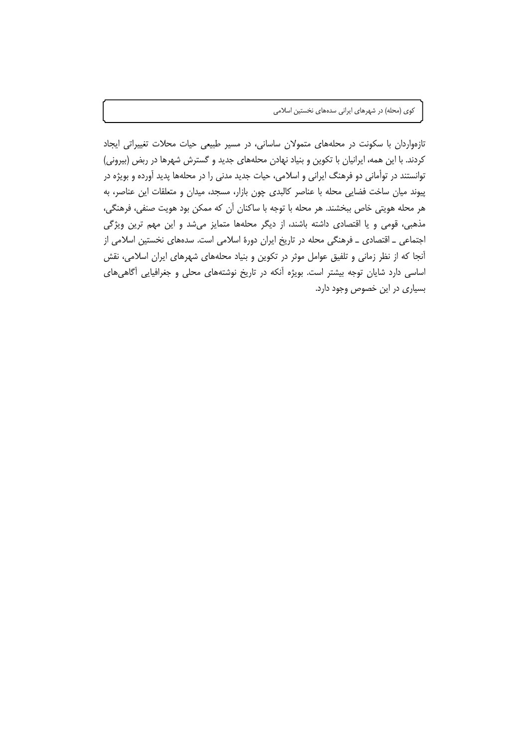تازه‌واردان با سکونت در محله‌های متمولان ساسانی، در مسیر طبیعی حیات محلات تغییراتی ایجاد کردند. با این همه، ایرانیان با تکوین و بنیاد نهادن محله‌های جدید و گسترش شهرها در ربض (بیرونی) توانستند در توأمانی دو فرهنگ ایرانی و اسلامی، حیات جدید مدنی را در محله‌ها پدید آورده و بویژه در پیوند میان ساخت فضایی محله با عناصر کالبدی چون بازار، مسجد، میدان و متعلقات این عناصر، به هر محله هویتی خاص ببخشند. هر محله با توجه با ساکنان آن که ممکن بود هویت صنفی، فرهنگی، مذهبی، قومی و یا اقتصادی داشته باشند، از دیگر محله‌ها متمایز می‌شد و این مهم ترین ویژگی اجتماعی ـ اقتصادی ـ فرهنگی محله در تاریخ ایران دورهٔ اسلامی است. سده‌های نخستین اسلامی از آنجا که از نظر زمانی و تلفیق عوامل موثر در تکوین و بنیاد محله‌های شهرهای ایران اسلامی، نقش اساسی دارد شایان توجه بیشتر است. بویژه آنکه در تاریخ نوشته‌های محلی و جغرافیایی آگاهی‌های بسیاری در این خصوص وجود دارد.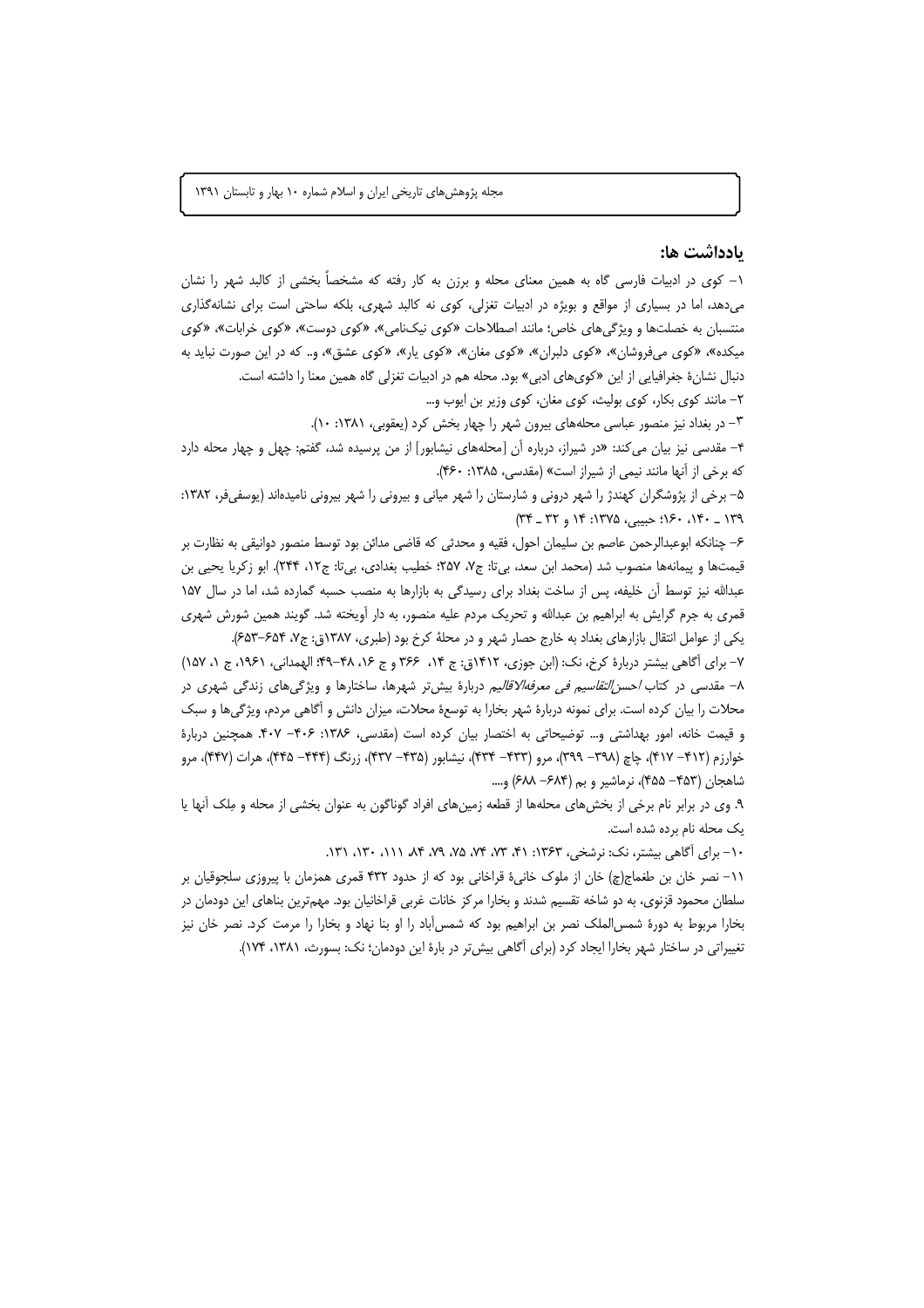## یادداشت ها:

۱- کوی در ادبیات فارسی گاه به همین معنای محله و برزن به کار رفته که مشخصاً بخشی از کالبد شهر را نشان می‌دهد، اما در بسیاری از مواقع و بویژه در ادبیات تغزلی، کوی نه کالبد شهری، بلکه ساحتی است برای نشانه‌گذاری منتسبان به خصلت‌ها و ویژگی‌های خاص؛ مانند اصطلاحات «کوی نیک‌نامی»، «کوی دوست»، «کوی خرابات»، «کوی میکده»، «کوی می‌فروشان»، «کوی دلبران»، «کوی مغان»، «کوی یار»، «کوی عشق»، و.. که در این صورت نباید به دنبال نشانهٔ جغرافیایی از این «کوی‌های ادبی» بود. محله هم در ادبیات تغزلی گاه همین معنا را داشته است.

۲- مانند کوی بکار، کوی بولیث، کوی مغان، کوی وزیر بن ایوب و...

۳- در بغداد نیز منصور عباسی محله‌های بیرون شهر را چهار بخش کرد (یعقوبی، ۱۳۸۱: ۱۰).

۴- مقدسی نیز بیان می‌کند: «در شیراز، درباره آن [محله‌های نیشابور] از من پرسیده شد، گفتم: چهل و چهار محله دارد که برخی از آنها مانند نیمی از شیراز است» (مقدسی، ۱۳۸۵: ۴۶۰).

۵- برخی از پژوهشگران کهندژ را شهر درونی و شارستان را شهر میانی و بیرونی را شهر بیرونی نامیده‌اند (یوسفی‌فر، ۱۳۸۲: ۱۳۹ ـ ۱۴۰، ۱۶۰؛ حبیبی، ۱۳۷۵: ۱۴ و ۳۲ ـ ۳۴)

۶- چنانکه ابوعبدالرحمن عاصم بن سلیمان احول، فقیه و محدثی که قاضی مدائن بود توسط منصور دوانیقی به نظارت بر قیمت‌ها و پیمانه‌ها منصوب شد (محمد ابن سعد، بی‌تا: ج۷، ۲۵۷؛ خطیب بغدادی، بی‌تا: ج۱۲، ۲۴۴). ابو زکریا یحیی بن عبدالله نیز توسط آن خلیفه، پس از ساخت بغداد برای رسیدگی به بازارها به منصب حسبه گمارده شد، اما در سال ۱۵۷ قمری به جرم گرایش به ابراهیم بن عبدالله و تحریک مردم علیه منصور، به دار آویخته شد. گویند همین شورش شهری یکی از عوامل انتقال بازارهای بغداد به خارج حصار شهر و در محلهٔ کرخ بود (طبری، ۱۳۸۷ق: ج۷، ۶۵۴-۶۵۳).

۷- برای آگاهی بیشتر دربارهٔ کرخ، نک: (ابن جوزی، ۱۴۱۲ق: ج ۱۴، ۳۶۶ و ج ۱۶، ۴۸-۴۹؛ الهمدانی، ۱۹۶۱، ج ۱، ۱۵۷)

۸- مقدسی در کتاب *احسن‌التقاسیم فی معرفه‌الاقالیم* دربارهٔ بیش‌تر شهرها، ساختارها و ویژگی‌های زندگی شهری در محلات را بیان کرده است. برای نمونه دربارهٔ شهر بخارا به توسعهٔ محلات، میزان دانش و آگاهی مردم، ویژگی‌ها و سبک و قیمت خانه، امور بهداشتی و... توضیحاتی به اختصار بیان کرده است (مقدسی، ۱۳۸۶: ۴۰۶- ۴۰۷. همچنین دربارهٔ خوارزم (۴۱۲- ۴۱۷)، چاچ (۳۹۸- ۳۹۹)، مرو (۴۳۳- ۴۳۴)، نیشابور (۴۳۵- ۴۳۷)، زرنگ (۴۴۴- ۴۴۵)، هرات (۴۴۷)، مرو شاهجان (۴۵۳- ۴۵۵)، نرماشیر و بم (۶۸۴- ۶۸۸) و....

۹. وی در برابر نام برخی از بخش‌های محله‌ها از قطعه زمین‌های افراد گوناگون به عنوان بخشی از محله و مِلک آنها یا یک محله نام برده شده است.

۱۰- برای آگاهی بیشتر، نک: نرشخی، ۱۳۶۳: ۴۱، ۷۳، ۷۴، ۷۵، ۷۹، ۸۴، ۱۱۱، ۱۳۰، ۱۳۱.

۱۱- نصر خان بن طغماج(چ) خان از ملوک خانیهٔ قراخانی بود که از حدود ۴۳۲ قمری همزمان با پیروزی سلجوقیان بر سلطان محمود قزنوی، به دو شاخه تقسیم شدند و بخارا مرکز خانات غربی قراخانیان بود. مهم‌ترین بناهای این دودمان در بخارا مربوط به دورهٔ شمس‌الملک نصر بن ابراهیم بود که شمس‌آباد را او بنا نهاد و بخارا را مرمت کرد. نصر خان نیز تغییراتی در ساختار شهر بخارا ایجاد کرد (برای آگاهی بیش‌تر در بارهٔ این دودمان؛ نک: بسورث، ۱۳۸۱، ۱۷۴).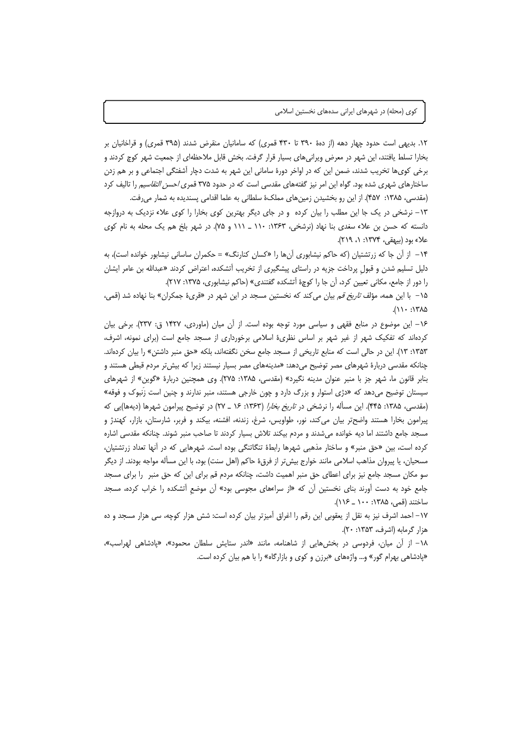۱۲. بدیهی است حدود چهار دهه (از دهۀ ۳۹۰ تا ۴۳۰ قمری) که سامانیان منقرض شدند (۳۹۵ قمری) و قراخانیان بر بخارا تسلط یافتند، این شهر در معرض ویرانی‌های بسیار قرار گرفت. بخش قابل ملاحظه‌ای از جمعیت شهر کوچ کردند و برخی کوی‌ها تخریب شدند، ضمن این که در اواخر دورۀ سامانی این شهر به شدت دچار آشفتگی اجتماعی و بر هم زدن ساختارهای شهری شده بود. گواه این امر نیز گفته‌های مقدسی است که در حدود ۳۷۵ قمری *احسن التقاسیم* را تالیف کرد (مقدسی، ۱۳۸۵: ۴۵۷). از این رو بخشیدن زمین‌های مملکۀ سلطانی به علما اقدامی پسندیده به شمار می‌رفت.

۱۳- نرشخی در یک جا این مطلب را بیان کرده و در جای دیگر بهترین کوی بخارا را کوی علاء نزدیک به دروازجه دانسته که حسن بن علاء سغدی بنا نهاد (نرشخی، ۱۳۶۳: ۱۱۰ ـ ۱۱۱ و ۷۵). در شهر بلخ هم یک محله به نام کوی علاء بود (بیهقی، ۱۳۷۴: ۱، ۲۱۹).

۱۴- از آن جا که زرتشتیان (که حاکم نیشابوری آن‌ها را «کسان کنارنگ» = حکمران سامانی نیشابور خوانده است)، به دلیل تسلیم شدن و قبول پرداخت جزیه در راستای پیشگیری از تخریب آتشکده، اعتراض کردند «عبدالله بن عامر ایشان را دور از جامع، مکانی تعیین کرد، آن جا را کوچۀ آتشکده گفتندی» (حاکم نیشابوری، ۱۳۷۵: ۲۱۷).

۱۵- با این همه، مؤلف *تاریخ قم* بیان می‌کند که نخستین مسجد در این شهر در «قریۀ جمکران» بنا نهاده شد (قمی، ۱۳۸۵: ۱۱۰).

۱۶- این موضوع در منابع فقهی و سیاسی مورد توجه بوده است. از آن میان (ماوردی، ۱۴۲۷ ق: ۲۳۷). برخی بیان کرده‌اند که تفکیک شهر از غیر شهر بر اساس نظریۀ اسلامی برخورداری از مسجد جامع است (برای نمونه، اشرف، ۱۳۵۳: ۱۳). این در حالی است که منابع تاریخی از مسجد جامع سخن نگفته‌اند، بلکه «حق منبر داشتن» را بیان کرده‌اند. چنانکه مقدسی دربارۀ شهرهای مصر توضیح می‌دهد: «مدینه‌های مصر بسیار نیستند زیرا که بیش‌تر مردم قبطی هستند و بنابر قانون ما، شهر جز با منبر عنوان مدینه نگیرد» (مقدسی، ۱۳۸۵: ۲۷۵). وی همچنین دربارۀ «گوین» از شهرهای سیستان توضیح می‌دهد که «دژی استوار و بزرگ دارد و چون خارجی هستند، منبر ندارند و چنین است زَنبوک و فوقه» (مقدسی، ۱۳۸۵: ۴۴۵). این مسأله را نرشخی در *تاریخ بخارا* (۱۳۶۳: ۱۶ ـ ۲۷) در توضیح پیرامون شهرها (دیه‌ها)یی که پیرامون بخارا هستند واضح‌تر بیان می‌کند، نور، طواویس، شرغ، زندنه، افشنه، بیکند و فربر، شارستان، بازار، کهندژ و مسجد جامع داشتند اما دیه خوانده می‌شدند و مردم بیکند تلاش بسیار کردند تا صاحب منبر شوند. چنانکه مقدسی اشاره کرده است، بین «حق منبر» و ساختار مذهبی شهرها رابطۀ تنگاتنگی بوده است. شهرهایی که در آنها تعداد زرتشتیان، مسحیان، یا پیروان مذاهب اسلامی مانند خوارج بیش‌تر از فرقۀ حاکم (اهل سنت) بود، با این مسأله مواجه بودند. از دیگر سو مکان مسجد جامع نیز برای اعطای حق منبر اهمیت داشت، چنانکه مردم قم برای این که حق منبر را برای مسجد جامع خود به دست آورند بنای نخستین آن که «از سراءهای مجوسی بود» آن موضعِ آتشکده را خراب کرده، مسجد ساختند (قمی، ۱۳۸۵: ۱۰۰ ـ ۱۱۶).

۱۷- احمد اشرف نیز به نقل از یعقوبی این رقم را اغراق آمیزتر بیان کرده است: شش هزار کوچه، سی هزار مسجد و ده هزار گرمابه (اشرف، ۱۳۵۳: ۲۰).

۱۸- از آن میان، فردوسی در بخش‌هایی از شاهنامه، مانند «اندر ستایش سلطان محمود»، «پادشاهی لهراسب»، «پادشاهی بهرام گور» و... واژه‌های «برزن و کوی و بازارگاه» را با هم بیان کرده است.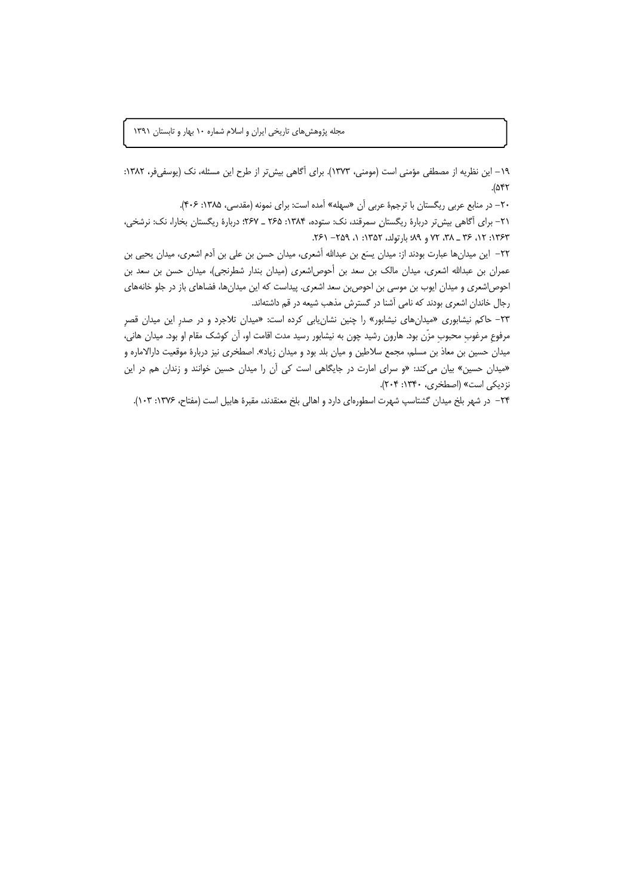۱۹- این نظریه از مصطفی مؤمنی است (مومنی، ۱۳۷۳). برای آگاهی بیش‌تر از طرح این مسئله، نک (یوسفی‌فر، ۱۳۸۲: ۵۴۲).

۲۰- در منابع عربی ریگستان با ترجمهٔ عربی آن «سهله» آمده است: برای نمونه (مقدسی، ۱۳۸۵: ۴۰۶).

۲۱- برای آگاهی بیش‌تر دربارهٔ ریگستان سمرقند، نک: ستوده، ۱۳۸۴: ۲۶۵ ـ ۲۶۷؛ دربارهٔ ریگستان بخارا، نک: نرشخی، ۱۳۶۳: ۱۲، ۳۶ ـ ۳۸، ۷۲ و ۸۹؛ بارتولد، ۱۳۵۲: ۱، ۲۵۹- ۲۶۱.

۲۲- این میدان‌ها عبارت بودند از: میدان یسَع بن عبدالله أشعری، میدان حسن بن علی بن آدم اشعری، میدان یحیی بن عمران بن عبدالله اشعری، میدان مالک بن سعد بن أحوص‌اشعری (میدان بندار شطرنجی)، میدان حسن بن سعد بن احوص‌اشعری و میدان ایوب بن موسی بن احوص‌بن سعد اشعری. پیداست که این میدان‌ها، فضاهای باز در جلو خانه‌های رجال خاندان اشعری بودند که نامی آشنا در گسترش مذهب شیعه در قم داشته‌اند.

۲۳- حاکم نیشابوری «میدان‌های نیشابور» را چنین نشان‌یابی کرده است: «میدان تلاجرد و در صدرِ این میدان قصرِ مرفوعِ مرغوبِ محبوبِ مزّن بود. هارون رشید چون به نیشابور رسید مدت اقامت او، آن کوشک مقام او بود. میدان هانی، میدان حسین بن معاذ بن مسلم، مجمع سلاطین و میان بلد بود و میدان زیاد». اصطخری نیز دربارهٔ موقعیت دارالاماره و «میدان حسین» بیان می‌کند: «و سرای امارت در جایگاهی است کی آن را میدان حسین خوانند و زندان هم در این نزدیکی است» (اصطخری، ۱۳۴۰: ۲۰۴).

۲۴- در شهر بلخ میدان گشتاسپ شهرت اسطوره‌ای دارد و اهالی بلخ معتقدند، مقبرهٔ هابیل است (مفتاح، ۱۳۷۶: ۱۰۳).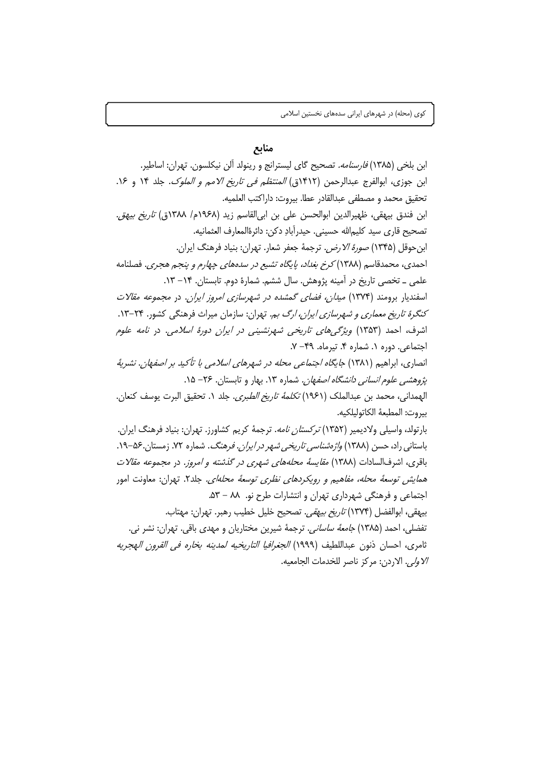## منابع

ابن بلخی (۱۳۸۵) *فارسنامه*. تصحیح گای لیسترانج و رینولد آلن نیکلسون. تهران: اساطیر.

ابن جوزی، ابوالفرج عبدالرحمن (۱۴۱۲ق) *المنتظم فی تاریخ الامم و الملوک*. جلد ۱۴ و ۱۶. تحقیق محمد و مصطفی عبدالقادر عطا. بیروت: داراکتب العلمیه.

ابن فندق بیهقی، ظهیرالدین ابوالحسن علی بن ابی‌القاسم زید (۱۹۶۸م/ ۱۳۸۸ق) *تاریخ بیهق*. تصحیح قاری سید کلیم‌الله حسینی. حیدرآبادِ دکن: دائرةالمعارف العثمانیه.

ابن‌حوقل (۱۳۴۵) *صورة الارض*. ترجمهٔ جعفر شعار. تهران: بنیاد فرهنگ ایران.

احمدی، محمدقاسم (۱۳۸۸) *کرخ بغداد، پایگاه تشیع در سده‌های چهارم و پنجم هجری*. فصلنامه علمی ـ تخصصی تاریخ در آمینه پژوهش. سال ششم. شمارهٔ دوم. تابستان. ۱۴– ۱۳.

اسفندیار برومند (۱۳۷۴) *میدان، فضای گمشده در شهرسازی امروز ایران*. در *مجموعه مقالات کنگرهٔ تاریخ معماری و شهرسازی ایران، ارگ بم*. تهران: سازمان میراث فرهنگی کشور. ۲۴–۱۳.

اشرف، احمد (۱۳۵۳) *ویژگی‌های تاریخی شهرنشینی در ایران دورهٔ اسلامی*. در *نامه علوم اجتماعی*. دوره ۱. شماره ۴. تیرماه. ۴۹– ۷.

انصاری، ابراهیم (۱۳۸۱) *جایگاه اجتماعی محله در شهرهای اسلامی با تأکید بر اصفهان*. *نشریهٔ پژوهشی علوم انسانی دانشگاه اصفهان*. شماره ۱۳. بهار و تابستان. ۲۶– ۱۵.

الهمدانی، محمد بن عبدالملک (۱۹۶۱) *تکلمهٔ تاریخ الطبری*. جلد ۱. تحقیق البرت یوسف کنعان. بیروت: المطبعهٔ الکاتولیلکیه.

بارتولد، واسیلی ولادیمیر (۱۳۵۲) *ترکستان نامه*. ترجمهٔ کریم کشاورز. تهران: بنیاد فرهنگ ایران.

باستانی راد، حسن (۱۳۸۸) *واژه‌شناسی تاریخی شهر در ایران*. *فرهنگ*. شماره ۷۲. زمستان.۵۶–۱۹.

باقری، اشرف‌السادات (۱۳۸۸) *مقایسهٔ محله‌های شهری در گذشته و امروز*. در *مجموعه مقالات همایش توسعهٔ محله، مفاهیم و رویکردهای نظری توسعهٔ محله‌ای*. جلد۲. تهران: معاونت امور اجتماعی و فرهنگی شهرداری تهران و انتشارات طرح نو. ۸۸ – ۵۳.

بیهقی، ابوالفضل (۱۳۷۴) *تاریخ بیهقی*. تصحیح خلیل خطیب رهبر. تهران: مهتاب.

تفضلی، احمد (۱۳۸۵) *جامعهٔ ساسانی*. ترجمهٔ شیرین مختاریان و مهدی باقی. تهران: نشر نی.

ثامری، احسان ذنون عبداللطیف (۱۹۹۹) *الجغرافیا التاریخیه لمدینه بخاره فی القرون الهجریه الاولی*. الاردن: مرکز ناصر للخدمات الجامعیه.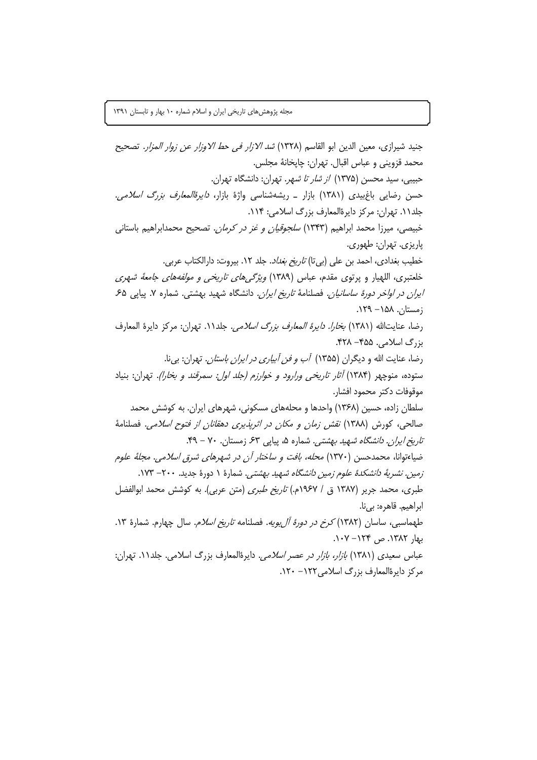جنید شیرازی، معین الدین ابو القاسم (۱۳۲۸) *شد الازار فی حط الاوزار عن زوار المزار*. تصحیح محمد قزوینی و عباس اقبال. تهران: چاپخانهٔ مجلس.

حبیبی، سید محسن (۱۳۷۵) *از شار تا شهر*. تهران: دانشگاه تهران.

حسن رضایی باغبیدی (۱۳۸۱) بازار ـ ریشه‌شناسی واژهٔ بازار، *دایرةالمعارف بزرگ اسلامی*. جلد۱۱. تهران: مرکز دایرةالمعارف بزرگ اسلامی: ۱۱۴.

خبیصی، میرزا محمد ابراهیم (۱۳۴۳) *سلجوقیان و غز در کرمان*. تصحیح محمدابراهیم باستانی پاریزی. تهران: طهوری.

خطیب بغدادی، احمد بن علی (بی‌تا) *تاریخ بغداد*. جلد ۱۲. بیروت: دارالکتاب عربی.

خلعتبری، اللهیار و پرتوی مقدم، عباس (۱۳۸۹) *ویژگی‌های تاریخی و مولفه‌های جامعهٔ شهری ایران در اواخر دورهٔ ساسانیان*. فصلنامهٔ *تاریخ ایران*. دانشگاه شهید بهشتی. شماره ۷. پیاپی ۶۵. زمستان. ۱۵۸– ۱۲۹.

رضا، عنایت‌الله (۱۳۸۱) *بخارا. دایرة المعارف بزرگ اسلامی*. جلد۱۱. تهران: مرکز دایرة المعارف بزرگ اسلامی. ۴۵۵– ۴۲۸.

رضا، عنایت الله و دیگران (۱۳۵۵) *آب و فن آبیاری در ایران باستان*. تهران: بی‌نا.

ستوده، منوچهر (۱۳۸۴) *آثار تاریخی ورارود و خوارزم (جلد اول: سمرقند و بخارا)*. تهران: بنیاد موقوفات دکتر محمود افشار.

سلطان زاده، حسین (۱۳۶۸) واحدها و محله‌های مسکونی، شهرهای ایران. به کوشش محمد

صالحی، کورش (۱۳۸۸) *نقش زمان و مکان در اثرپذیری دهقانان از فتوح اسلامی*. فصلنامهٔ *تاریخ ایران. دانشگاه شهید بهشتی*. شماره ۵، پیاپی ۶۳ زمستان. ۷۰ – ۴۹.

ضیاءتوانا، محمدحسن (۱۳۷۰) *محله، بافت و ساختار آن در شهرهای شرق اسلامی*. *مجلهٔ علوم زمین. نشریهٔ دانشکدهٔ علوم زمین دانشگاه شهید بهشتی*. شمارهٔ ۱ دورهٔ جدید. ۲۰۰– ۱۷۳.

طبری، محمد جریر (۱۳۸۷ ق / ۱۹۶۷م.) *تاریخ طبری* (متن عربی). به کوشش محمد ابوالفضل ابراهیم. قاهره: بی‌نا.

طهماسبی، ساسان (۱۳۸۲) *کرخ در دورهٔ آل‌بویه*. فصلنامه *تاریخ اسلام*. سال چهارم. شمارهٔ ۱۳. بهار ۱۳۸۲. ص ۱۲۴– ۱۰۷.

عباس سعیدی (۱۳۸۱) *بازار، بازار در عصر اسلامی*. دایرةالمعارف بزرگ اسلامی. جلد۱۱. تهران: مرکز دایرةالمعارف بزرگ اسلامی۱۲۲– ۱۲۰.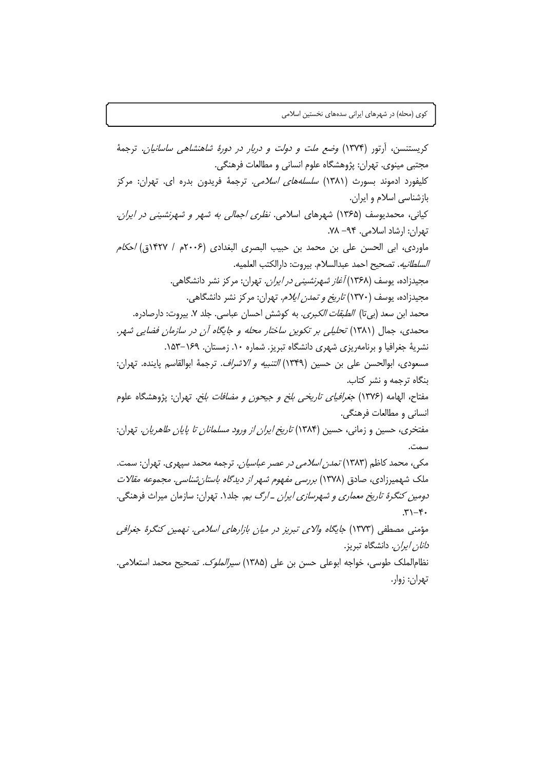کریستنسن، آرتور (۱۳۷۴) *وضع ملت و دولت و دربار در دورهٔ شاهنشاهی ساسانیان*. ترجمهٔ مجتبی مینوی. تهران: پژوهشگاه علوم انسانی و مطالعات فرهنگی.

کلیفورد ادموند بسورث (۱۳۸۱) *سلسله‌های اسلامی*. ترجمهٔ فریدون بدره ای. تهران: مرکز بازشناسی اسلام و ایران.

کیانی، محمدیوسف (۱۳۶۵) شهرهای اسلامی. *نظری اجمالی به شهر و شهرنشینی در ایران*. تهران: ارشاد اسلامی. ۹۴– ۷۸.

ماوردی، ابی الحسن علی بن محمد بن حبیب البصری البغدادی (۲۰۰۶م / ۱۴۲۷ق) *احکام السلطانیه*. تصحیح احمد عبدالسلام. بیروت: دارالکتب العلمیه.

مجیدزاده، یوسف (۱۳۶۸) *آغاز شهرنشینی در ایران*. تهران: مرکز نشر دانشگاهی.

مجیدزاده، یوسف (۱۳۷۰) *تاریخ و تمدن ایلام*. تهران: مرکز نشر دانشگاهی.

محمد ابن سعد (بی‌تا) *الطبقات الکبری*. به کوشش احسان عباسی. جلد ۷. بیروت: دارصادره.

محمدی، جمال (۱۳۸۱) *تحلیلی بر تکوین ساختار محله و جایگاه آن در سازمان فضایی شهر*. نشریهٔ جغرافیا و برنامه‌ریزی شهری دانشگاه تبریز. شماره ۱۰. زمستان. ۱۶۹–۱۵۳.

مسعودی، ابوالحسن علی بن حسین (۱۳۴۹) *التنبیه و الاشراف*. ترجمهٔ ابوالقاسم پاینده. تهران: بنگاه ترجمه و نشر کتاب.

مفتاح، الهامه (۱۳۷۶) *جغرافیای تاریخی بلخ و جیحون و مضافات بلخ*. تهران: پژوهشگاه علوم انسانی و مطالعات فرهنگی.

مفتخری، حسین و زمانی، حسین (۱۳۸۴) *تاریخ ایران از ورود مسلمانان تا پایان طاهریان*. تهران: سمت.

مکی، محمد کاظم (۱۳۸۳) *تمدن اسلامی در عصر عباسیان*. ترجمه محمد سپهری. تهران: سمت.

ملک شهمیرزادی، صادق (۱۳۷۸) *بررسی مفهوم شهر از دیدگاه باستان‌شناسی. مجموعه مقالات دومین کنگرهٔ تاریخ معماری و شهرسازی ایران ـ ارگ بم*. جلد۱. تهران: سازمان میراث فرهنگی. ۴۰–۳۱.

مؤمنی مصطفی (۱۳۷۳) *جایگاه والای تبریز در میان بازارهای اسلامی. نهمین کنگرهٔ جغرافی دانان ایران*. دانشگاه تبریز.

نظام‌الملک طوسی، خواجه ابوعلی حسن بن علی (۱۳۸۵) *سیرالملوک*. تصحیح محمد استعلامی. تهران: زوار.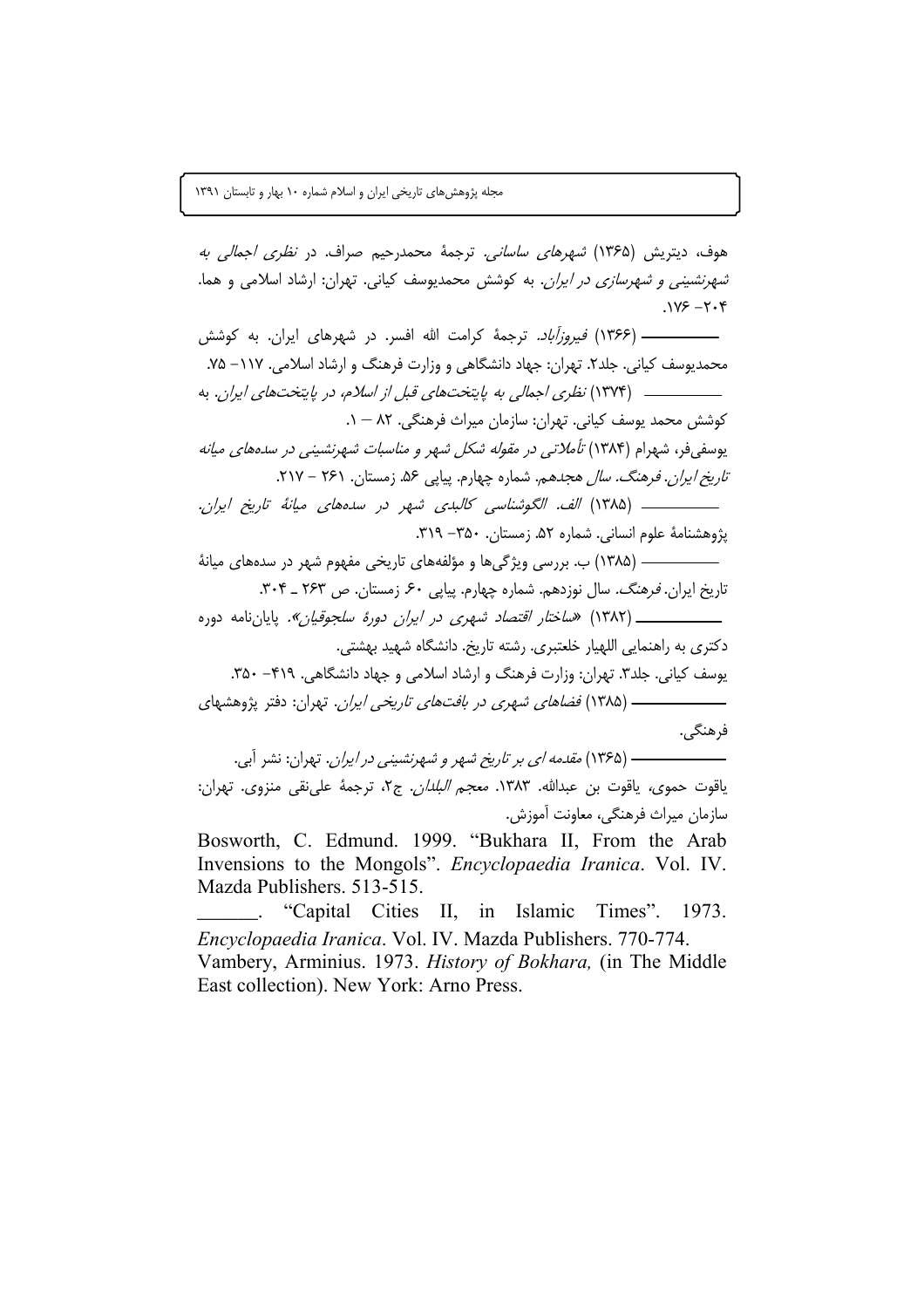هوف، دیتریش (۱۳۶۵) *شهرهای ساسانی*. ترجمهٔ محمدرحیم صراف. در *نظری اجمالی به شهرنشینی و شهرسازی در ایران*. به کوشش محمدیوسف کیانی. تهران: ارشاد اسلامی و هما. ۱۷۶-۲۰۴.

ــــــــــــ (۱۳۶۶) *فیروزآباد*. ترجمهٔ کرامت الله افسر. در شهرهای ایران. به کوشش محمدیوسف کیانی. جلد۲. تهران: جهاد دانشگاهی و وزارت فرهنگ و ارشاد اسلامی. ۱۱۷- ۷۵.

ــــــــــــ (۱۳۷۴) *نظری اجمالی به پایتخت‌های قبل از اسلام، در پایتخت‌های ایران*. به کوشش محمد یوسف کیانی. تهران: سازمان میراث فرهنگی. ۸۲ – ۱.

یوسفی‌فر، شهرام (۱۳۸۴) *تأملاتی در مقوله شکل شهر و مناسبات شهرنشینی در سده‌های میانه تاریخ ایران. فرهنگ. سال هجدهم*. شماره چهارم. پیاپی ۵۶. زمستان. ۲۶۱ – ۲۱۷.

ــــــــــــ (۱۳۸۵) *الف. الگوشناسی کالبدی شهر در سده‌های میانهٔ تاریخ ایران*. پژوهشنامهٔ علوم انسانی. شماره ۵۲. زمستان. ۳۵۰- ۳۱۹.

ــــــــــــ (۱۳۸۵) ب. بررسی ویژگی‌ها و مؤلفه‌های تاریخی مفهوم شهر در سده‌های میانهٔ تاریخ ایران. *فرهنگ*. سال نوزدهم. شماره چهارم. پیاپی ۶۰. زمستان. ص ۲۶۳ ـ ۳۰۴.

ــــــــــــ (۱۳۸۲) «*ساختار اقتصاد شهری در ایران دورهٔ سلجوقیان*». پایان‌نامه دوره دکتری به راهنمایی اللهیار خلعتبری. رشته تاریخ. دانشگاه شهید بهشتی.

یوسف کیانی. جلد۳. تهران: وزارت فرهنگ و ارشاد اسلامی و جهاد دانشگاهی. ۴۱۹- ۳۵۰.

ــــــــــــ (۱۳۸۵) *فضاهای شهری در بافت‌های تاریخی ایران*. تهران: دفتر پژوهشهای فرهنگی.

ــــــــــــ (۱۳۶۵) *مقدمه ای بر تاریخ شهر و شهرنشینی در ایران*. تهران: نشر آبی.

یاقوت حموی، یاقوت بن عبدالله. ۱۳۸۳. معجم *البلدان*. ج۲، ترجمهٔ علی‌نقی منزوی. تهران: سازمان میراث فرهنگی، معاونت آموزش.

Bosworth, C. Edmund. 1999. "Bukhara II, From the Arab Invensions to the Mongols". *Encyclopaedia Iranica*. Vol. IV. Mazda Publishers. 513-515.

______. "Capital Cities II, in Islamic Times". 1973. *Encyclopaedia Iranica*. Vol. IV. Mazda Publishers. 770-774.

Vambery, Arminius. 1973. *History of Bokhara,* (in The Middle East collection). New York: Arno Press.